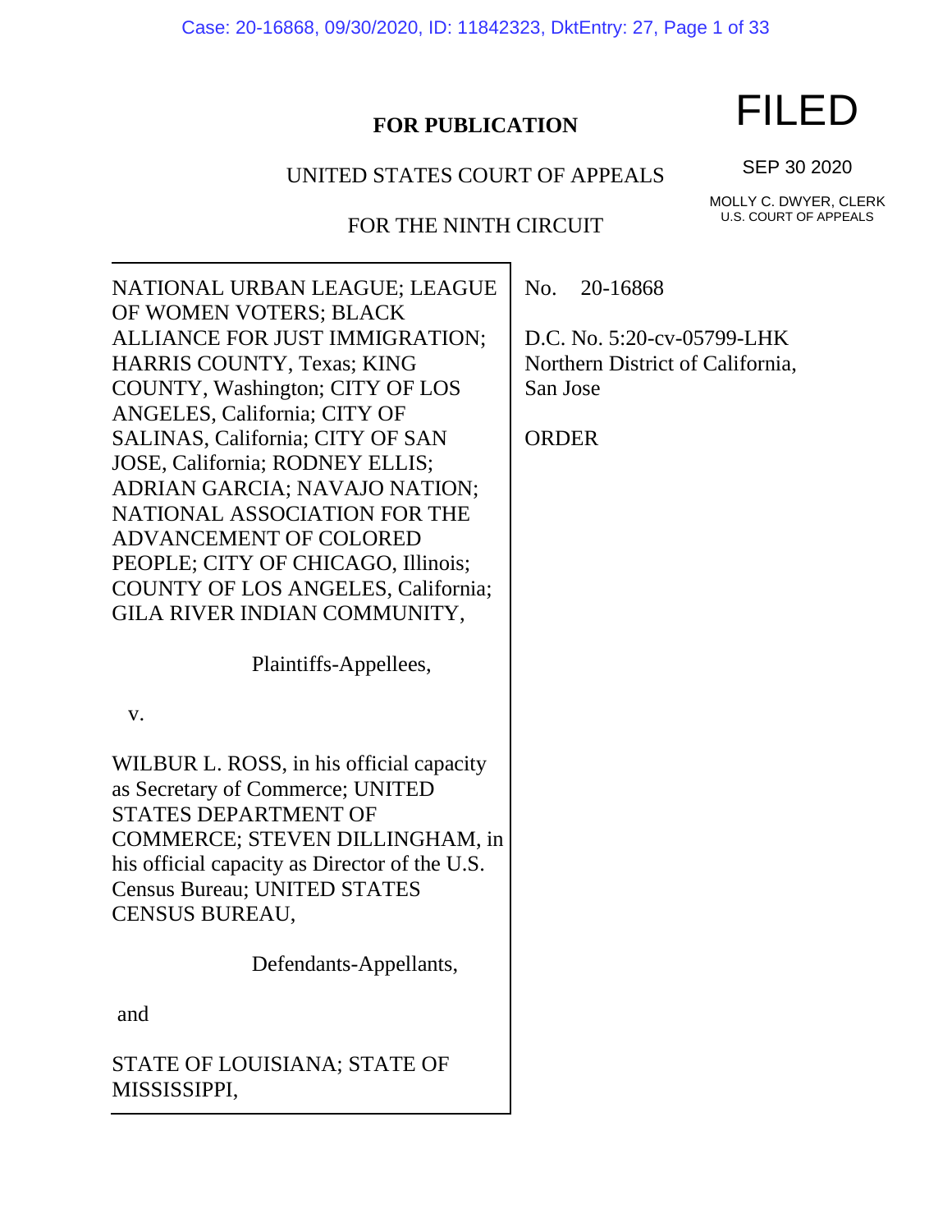**FOR PUBLICATION**

FILED

SEP 30 2020

MOLLY C. DWYER, CLERK
U.S. COURT OF APPEALS

UNITED STATES COURT OF APPEALS

FOR THE NINTH CIRCUIT

NATIONAL URBAN LEAGUE; LEAGUE OF WOMEN VOTERS; BLACK ALLIANCE FOR JUST IMMIGRATION; HARRIS COUNTY, Texas; KING COUNTY, Washington; CITY OF LOS ANGELES, California; CITY OF SALINAS, California; CITY OF SAN JOSE, California; RODNEY ELLIS; ADRIAN GARCIA; NAVAJO NATION; NATIONAL ASSOCIATION FOR THE ADVANCEMENT OF COLORED PEOPLE; CITY OF CHICAGO, Illinois; COUNTY OF LOS ANGELES, California; GILA RIVER INDIAN COMMUNITY,

Plaintiffs-Appellees,

v.

WILBUR L. ROSS, in his official capacity as Secretary of Commerce; UNITED STATES DEPARTMENT OF COMMERCE; STEVEN DILLINGHAM, in his official capacity as Director of the U.S. Census Bureau; UNITED STATES CENSUS BUREAU,

Defendants-Appellants,

and

STATE OF LOUISIANA; STATE OF MISSISSIPPI,

No. 20-16868

D.C. No. 5:20-cv-05799-LHK
Northern District of California,
San Jose

ORDER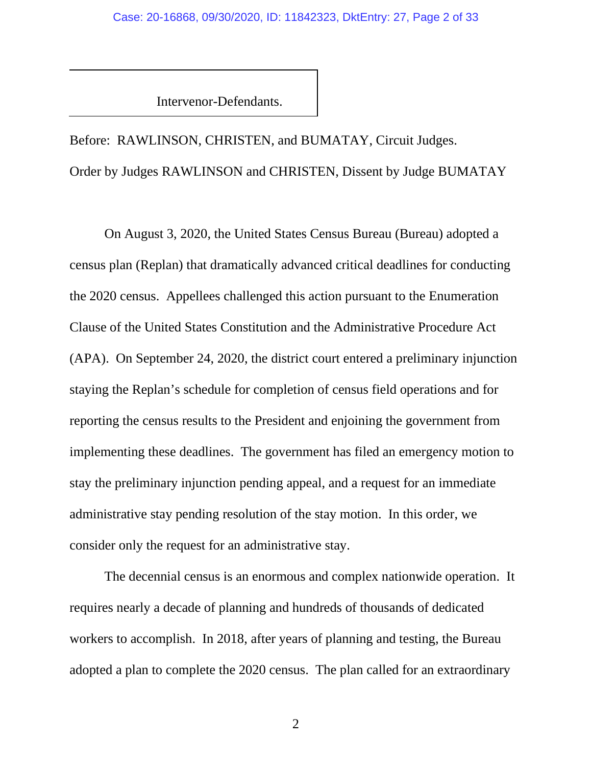Intervenor-Defendants.

Before: RAWLINSON, CHRISTEN, and BUMATAY, Circuit Judges.

Order by Judges RAWLINSON and CHRISTEN, Dissent by Judge BUMATAY

On August 3, 2020, the United States Census Bureau (Bureau) adopted a census plan (Replan) that dramatically advanced critical deadlines for conducting the 2020 census. Appellees challenged this action pursuant to the Enumeration Clause of the United States Constitution and the Administrative Procedure Act (APA). On September 24, 2020, the district court entered a preliminary injunction staying the Replan's schedule for completion of census field operations and for reporting the census results to the President and enjoining the government from implementing these deadlines. The government has filed an emergency motion to stay the preliminary injunction pending appeal, and a request for an immediate administrative stay pending resolution of the stay motion. In this order, we consider only the request for an administrative stay.

The decennial census is an enormous and complex nationwide operation. It requires nearly a decade of planning and hundreds of thousands of dedicated workers to accomplish. In 2018, after years of planning and testing, the Bureau adopted a plan to complete the 2020 census. The plan called for an extraordinary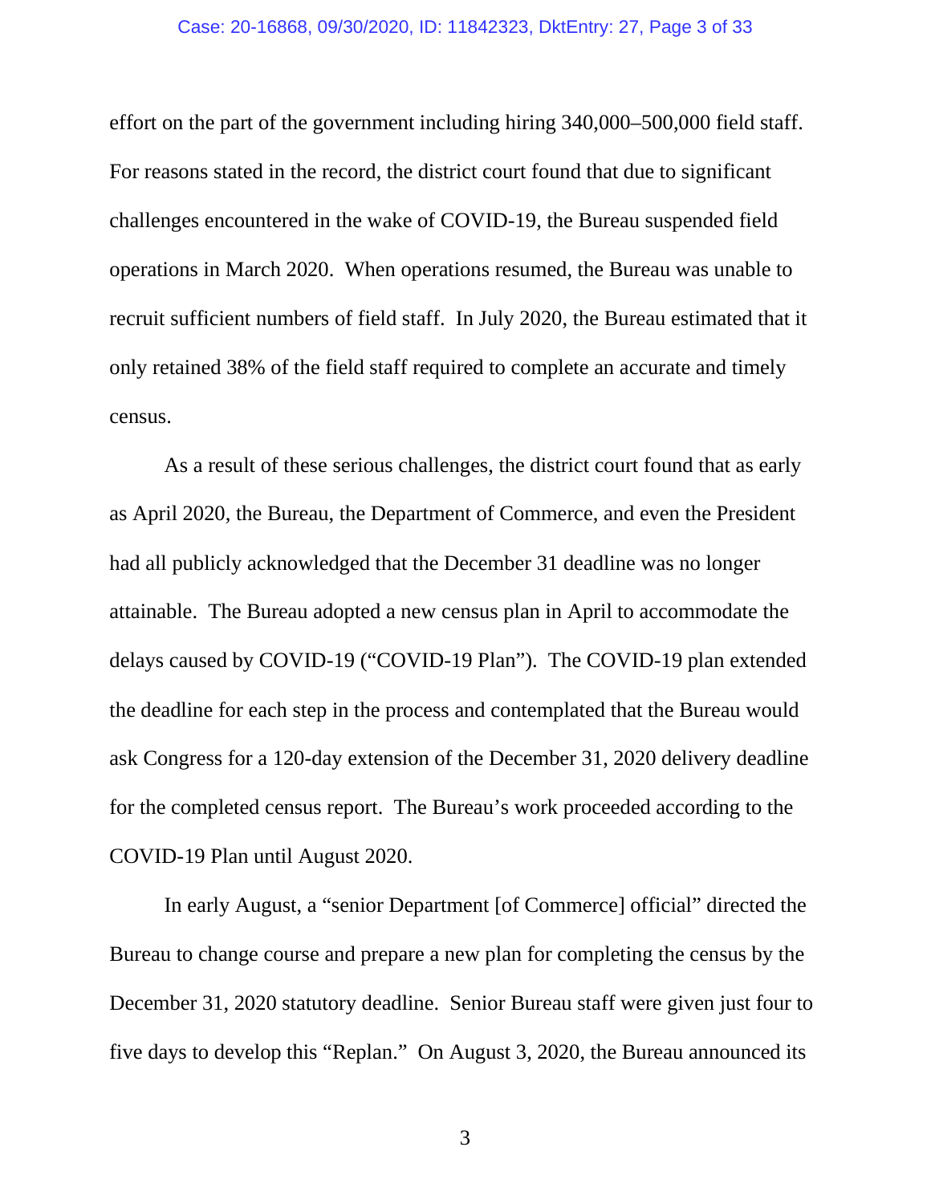effort on the part of the government including hiring 340,000–500,000 field staff. For reasons stated in the record, the district court found that due to significant challenges encountered in the wake of COVID-19, the Bureau suspended field operations in March 2020. When operations resumed, the Bureau was unable to recruit sufficient numbers of field staff. In July 2020, the Bureau estimated that it only retained 38% of the field staff required to complete an accurate and timely census.

As a result of these serious challenges, the district court found that as early as April 2020, the Bureau, the Department of Commerce, and even the President had all publicly acknowledged that the December 31 deadline was no longer attainable. The Bureau adopted a new census plan in April to accommodate the delays caused by COVID-19 ("COVID-19 Plan"). The COVID-19 plan extended the deadline for each step in the process and contemplated that the Bureau would ask Congress for a 120-day extension of the December 31, 2020 delivery deadline for the completed census report. The Bureau's work proceeded according to the COVID-19 Plan until August 2020.

In early August, a "senior Department [of Commerce] official" directed the Bureau to change course and prepare a new plan for completing the census by the December 31, 2020 statutory deadline. Senior Bureau staff were given just four to five days to develop this "Replan." On August 3, 2020, the Bureau announced its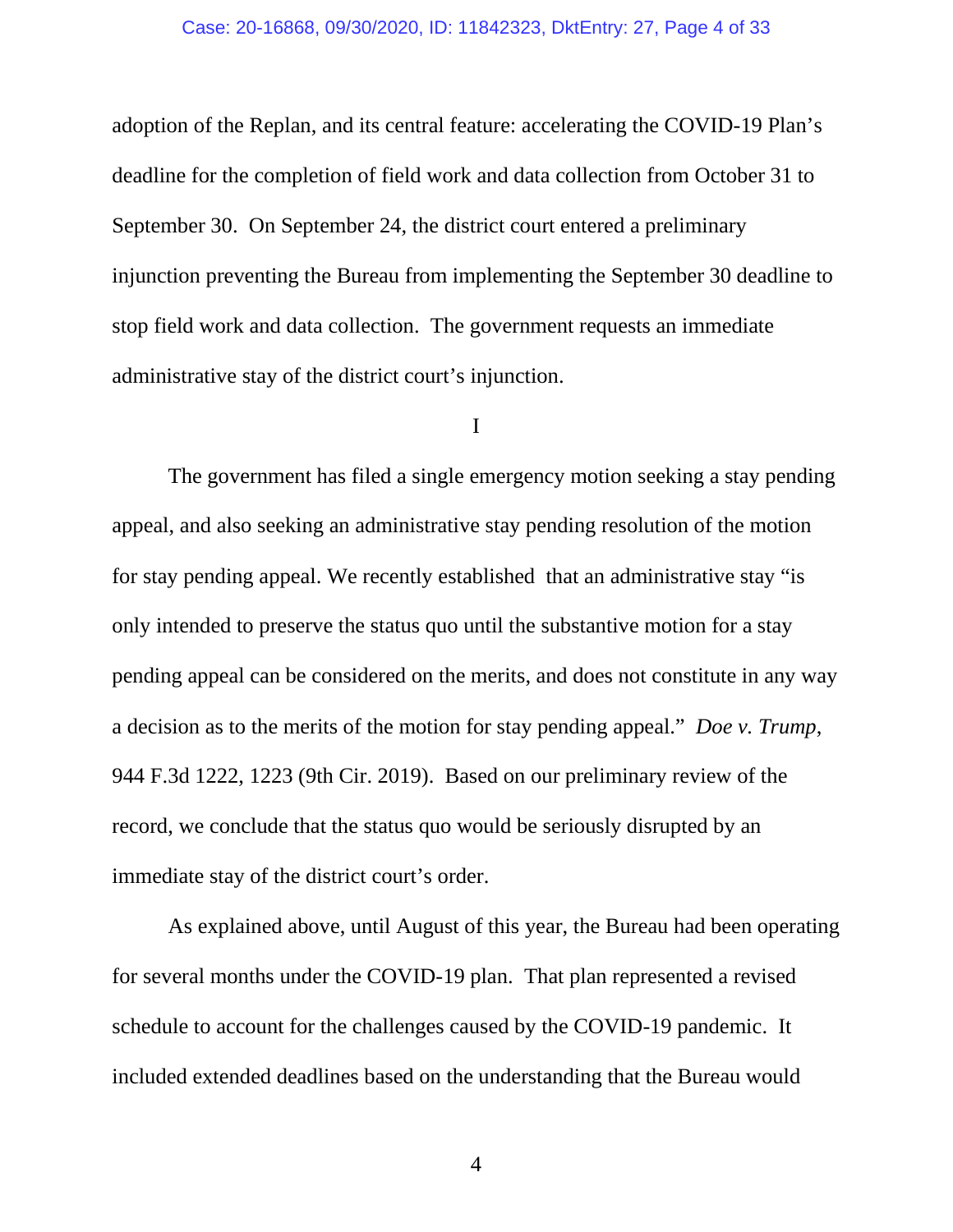adoption of the Replan, and its central feature: accelerating the COVID-19 Plan's deadline for the completion of field work and data collection from October 31 to September 30. On September 24, the district court entered a preliminary injunction preventing the Bureau from implementing the September 30 deadline to stop field work and data collection. The government requests an immediate administrative stay of the district court's injunction.

I

The government has filed a single emergency motion seeking a stay pending appeal, and also seeking an administrative stay pending resolution of the motion for stay pending appeal. We recently established that an administrative stay "is only intended to preserve the status quo until the substantive motion for a stay pending appeal can be considered on the merits, and does not constitute in any way a decision as to the merits of the motion for stay pending appeal." *Doe v. Trump*, 944 F.3d 1222, 1223 (9th Cir. 2019). Based on our preliminary review of the record, we conclude that the status quo would be seriously disrupted by an immediate stay of the district court's order.

As explained above, until August of this year, the Bureau had been operating for several months under the COVID-19 plan. That plan represented a revised schedule to account for the challenges caused by the COVID-19 pandemic. It included extended deadlines based on the understanding that the Bureau would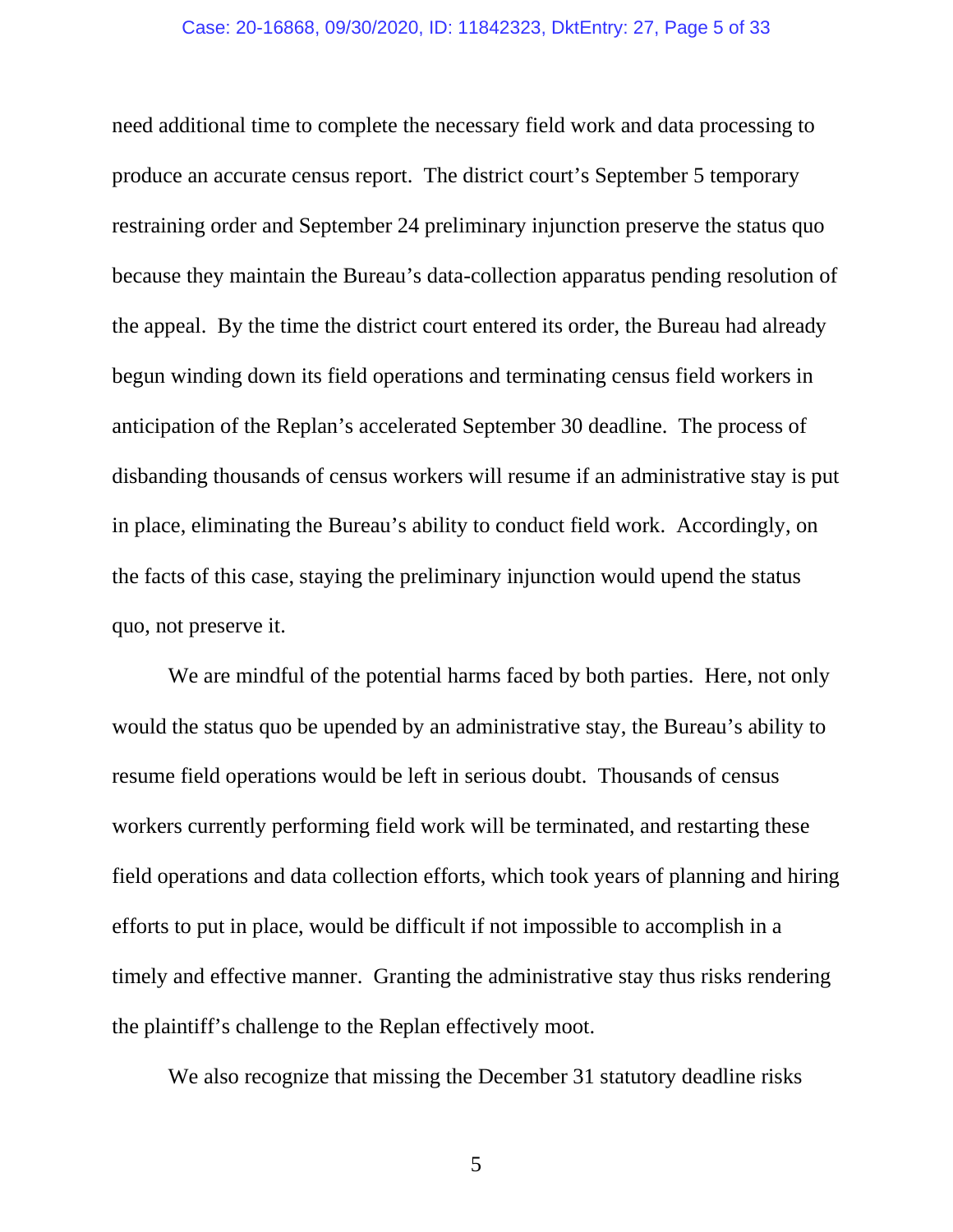need additional time to complete the necessary field work and data processing to produce an accurate census report. The district court's September 5 temporary restraining order and September 24 preliminary injunction preserve the status quo because they maintain the Bureau's data-collection apparatus pending resolution of the appeal. By the time the district court entered its order, the Bureau had already begun winding down its field operations and terminating census field workers in anticipation of the Replan's accelerated September 30 deadline. The process of disbanding thousands of census workers will resume if an administrative stay is put in place, eliminating the Bureau's ability to conduct field work. Accordingly, on the facts of this case, staying the preliminary injunction would upend the status quo, not preserve it.

We are mindful of the potential harms faced by both parties. Here, not only would the status quo be upended by an administrative stay, the Bureau's ability to resume field operations would be left in serious doubt. Thousands of census workers currently performing field work will be terminated, and restarting these field operations and data collection efforts, which took years of planning and hiring efforts to put in place, would be difficult if not impossible to accomplish in a timely and effective manner. Granting the administrative stay thus risks rendering the plaintiff's challenge to the Replan effectively moot.

We also recognize that missing the December 31 statutory deadline risks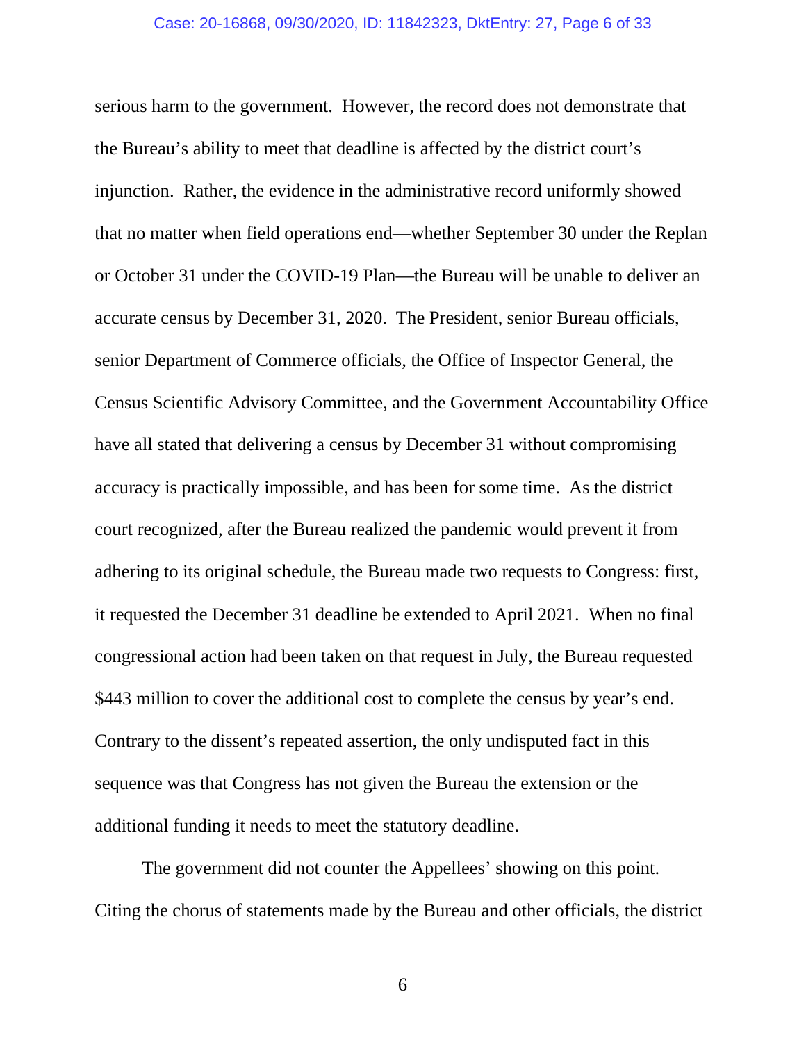serious harm to the government. However, the record does not demonstrate that the Bureau's ability to meet that deadline is affected by the district court's injunction. Rather, the evidence in the administrative record uniformly showed that no matter when field operations end—whether September 30 under the Replan or October 31 under the COVID-19 Plan—the Bureau will be unable to deliver an accurate census by December 31, 2020. The President, senior Bureau officials, senior Department of Commerce officials, the Office of Inspector General, the Census Scientific Advisory Committee, and the Government Accountability Office have all stated that delivering a census by December 31 without compromising accuracy is practically impossible, and has been for some time. As the district court recognized, after the Bureau realized the pandemic would prevent it from adhering to its original schedule, the Bureau made two requests to Congress: first, it requested the December 31 deadline be extended to April 2021. When no final congressional action had been taken on that request in July, the Bureau requested $443 million to cover the additional cost to complete the census by year's end. Contrary to the dissent's repeated assertion, the only undisputed fact in this sequence was that Congress has not given the Bureau the extension or the additional funding it needs to meet the statutory deadline.

The government did not counter the Appellees' showing on this point. Citing the chorus of statements made by the Bureau and other officials, the district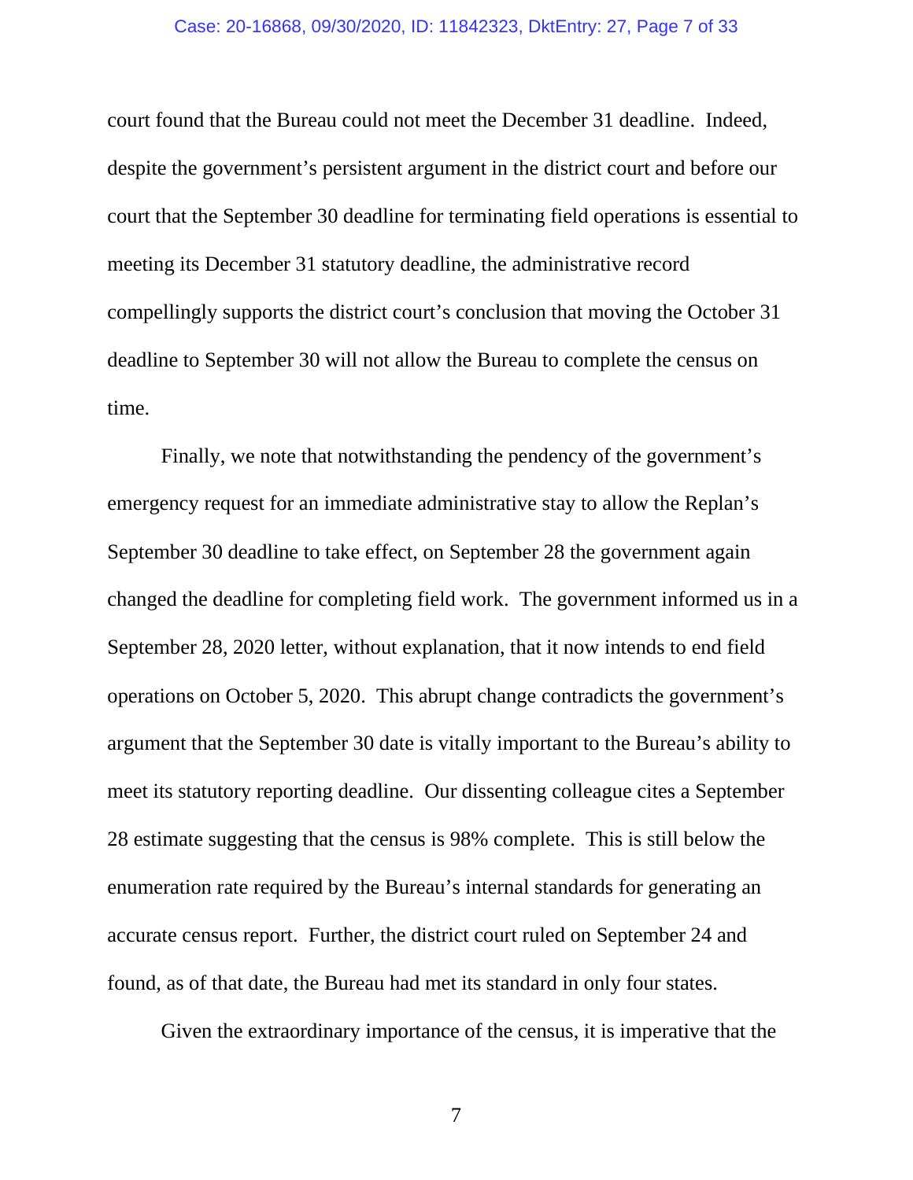court found that the Bureau could not meet the December 31 deadline. Indeed, despite the government's persistent argument in the district court and before our court that the September 30 deadline for terminating field operations is essential to meeting its December 31 statutory deadline, the administrative record compellingly supports the district court's conclusion that moving the October 31 deadline to September 30 will not allow the Bureau to complete the census on time.

Finally, we note that notwithstanding the pendency of the government's emergency request for an immediate administrative stay to allow the Replan's September 30 deadline to take effect, on September 28 the government again changed the deadline for completing field work. The government informed us in a September 28, 2020 letter, without explanation, that it now intends to end field operations on October 5, 2020. This abrupt change contradicts the government's argument that the September 30 date is vitally important to the Bureau's ability to meet its statutory reporting deadline. Our dissenting colleague cites a September 28 estimate suggesting that the census is 98% complete. This is still below the enumeration rate required by the Bureau's internal standards for generating an accurate census report. Further, the district court ruled on September 24 and found, as of that date, the Bureau had met its standard in only four states.

Given the extraordinary importance of the census, it is imperative that the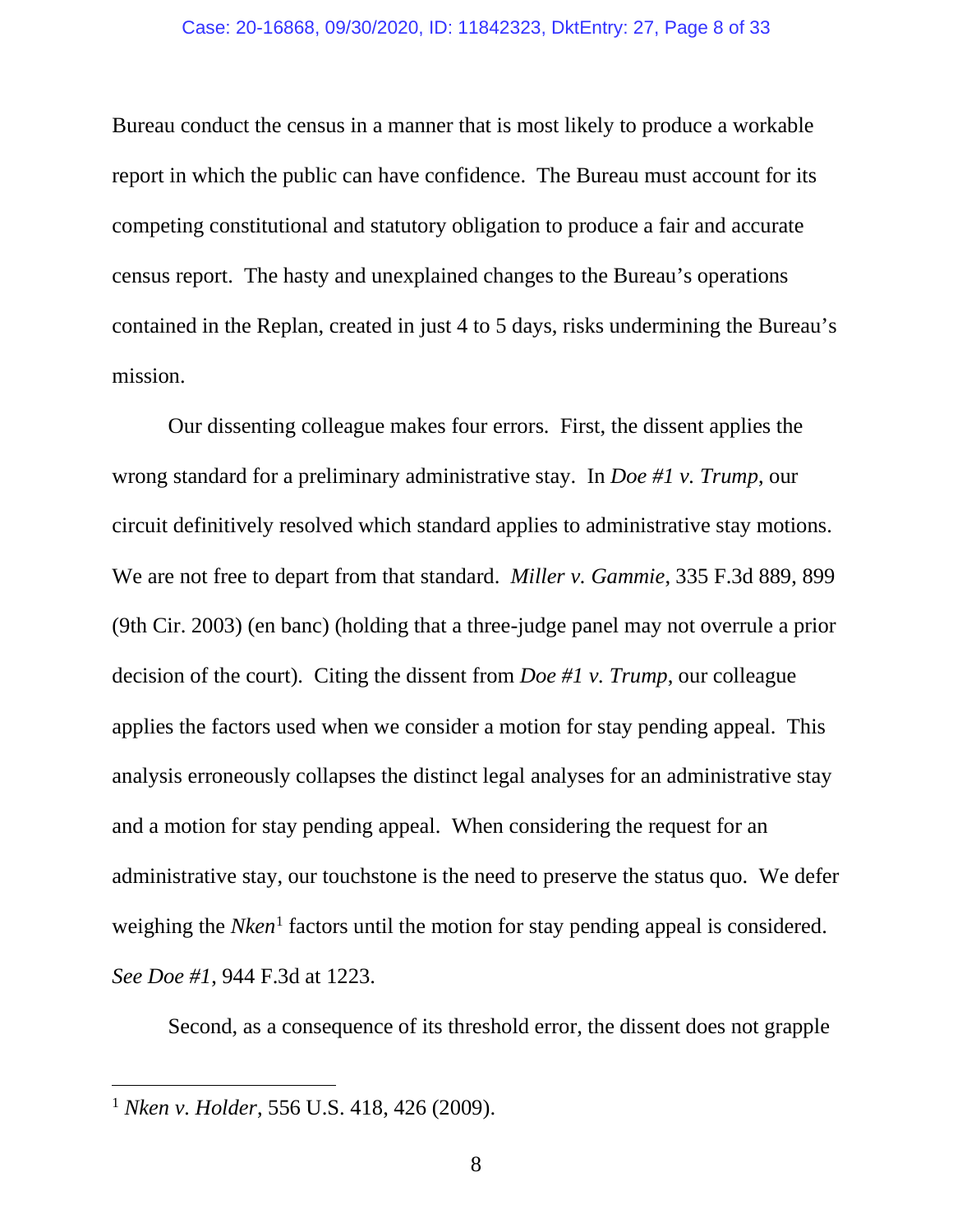Bureau conduct the census in a manner that is most likely to produce a workable report in which the public can have confidence. The Bureau must account for its competing constitutional and statutory obligation to produce a fair and accurate census report. The hasty and unexplained changes to the Bureau's operations contained in the Replan, created in just 4 to 5 days, risks undermining the Bureau's mission.

Our dissenting colleague makes four errors. First, the dissent applies the wrong standard for a preliminary administrative stay. In *Doe #1 v. Trump*, our circuit definitively resolved which standard applies to administrative stay motions. We are not free to depart from that standard. *Miller v. Gammie*, 335 F.3d 889, 899 (9th Cir. 2003) (en banc) (holding that a three-judge panel may not overrule a prior decision of the court). Citing the dissent from *Doe #1 v. Trump*, our colleague applies the factors used when we consider a motion for stay pending appeal. This analysis erroneously collapses the distinct legal analyses for an administrative stay and a motion for stay pending appeal. When considering the request for an administrative stay, our touchstone is the need to preserve the status quo. We defer weighing the *Nken*[1] factors until the motion for stay pending appeal is considered. *See Doe #1*, 944 F.3d at 1223.

Second, as a consequence of its threshold error, the dissent does not grapple

[1] *Nken v. Holder*, 556 U.S. 418, 426 (2009).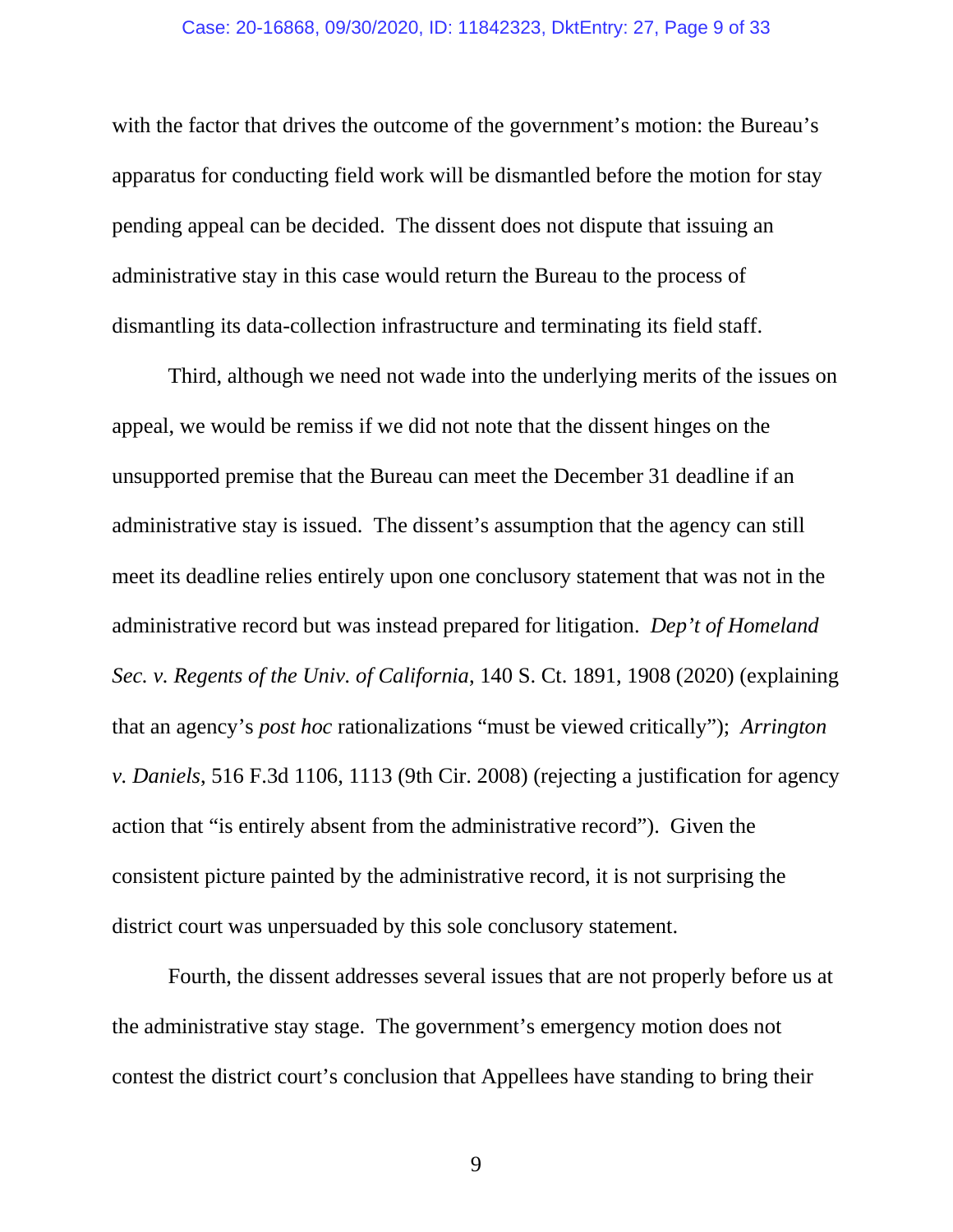with the factor that drives the outcome of the government's motion: the Bureau's apparatus for conducting field work will be dismantled before the motion for stay pending appeal can be decided. The dissent does not dispute that issuing an administrative stay in this case would return the Bureau to the process of dismantling its data-collection infrastructure and terminating its field staff.

Third, although we need not wade into the underlying merits of the issues on appeal, we would be remiss if we did not note that the dissent hinges on the unsupported premise that the Bureau can meet the December 31 deadline if an administrative stay is issued. The dissent's assumption that the agency can still meet its deadline relies entirely upon one conclusory statement that was not in the administrative record but was instead prepared for litigation. *Dep't of Homeland Sec. v. Regents of the Univ. of California*, 140 S. Ct. 1891, 1908 (2020) (explaining that an agency's *post hoc* rationalizations "must be viewed critically"); *Arrington v. Daniels*, 516 F.3d 1106, 1113 (9th Cir. 2008) (rejecting a justification for agency action that "is entirely absent from the administrative record"). Given the consistent picture painted by the administrative record, it is not surprising the district court was unpersuaded by this sole conclusory statement.

Fourth, the dissent addresses several issues that are not properly before us at the administrative stay stage. The government's emergency motion does not contest the district court's conclusion that Appellees have standing to bring their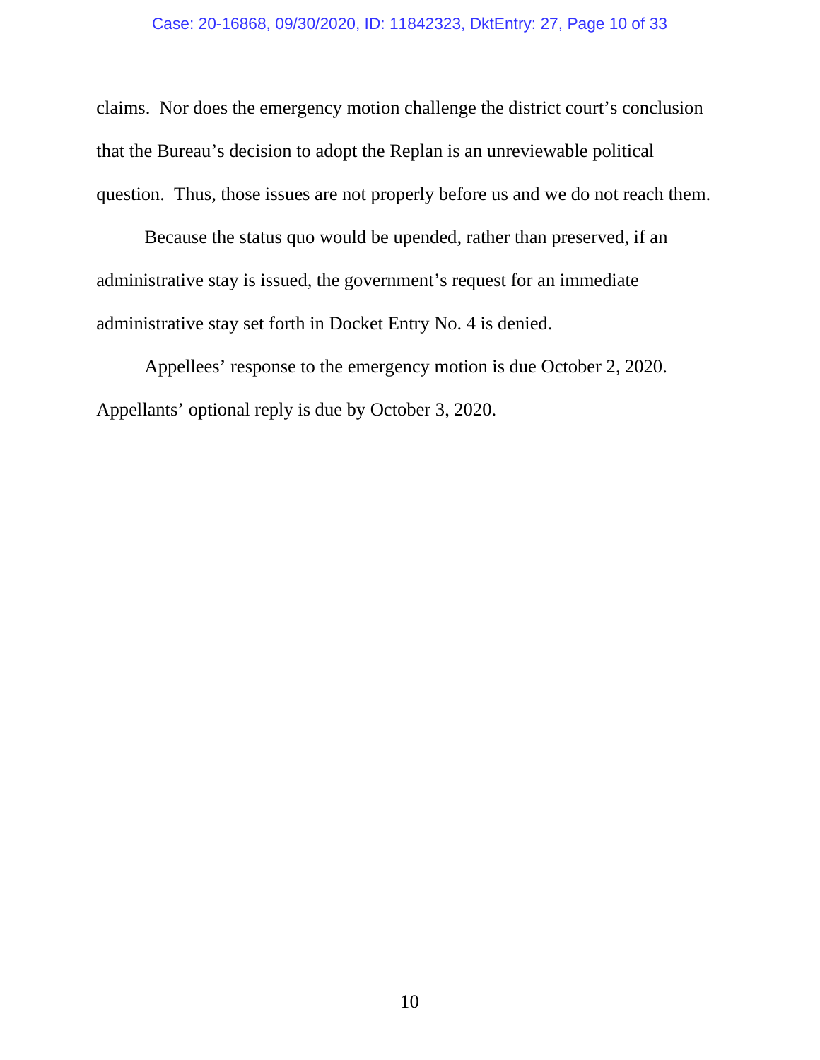claims. Nor does the emergency motion challenge the district court's conclusion that the Bureau's decision to adopt the Replan is an unreviewable political question. Thus, those issues are not properly before us and we do not reach them.

Because the status quo would be upended, rather than preserved, if an administrative stay is issued, the government's request for an immediate administrative stay set forth in Docket Entry No. 4 is denied.

Appellees' response to the emergency motion is due October 2, 2020. Appellants' optional reply is due by October 3, 2020.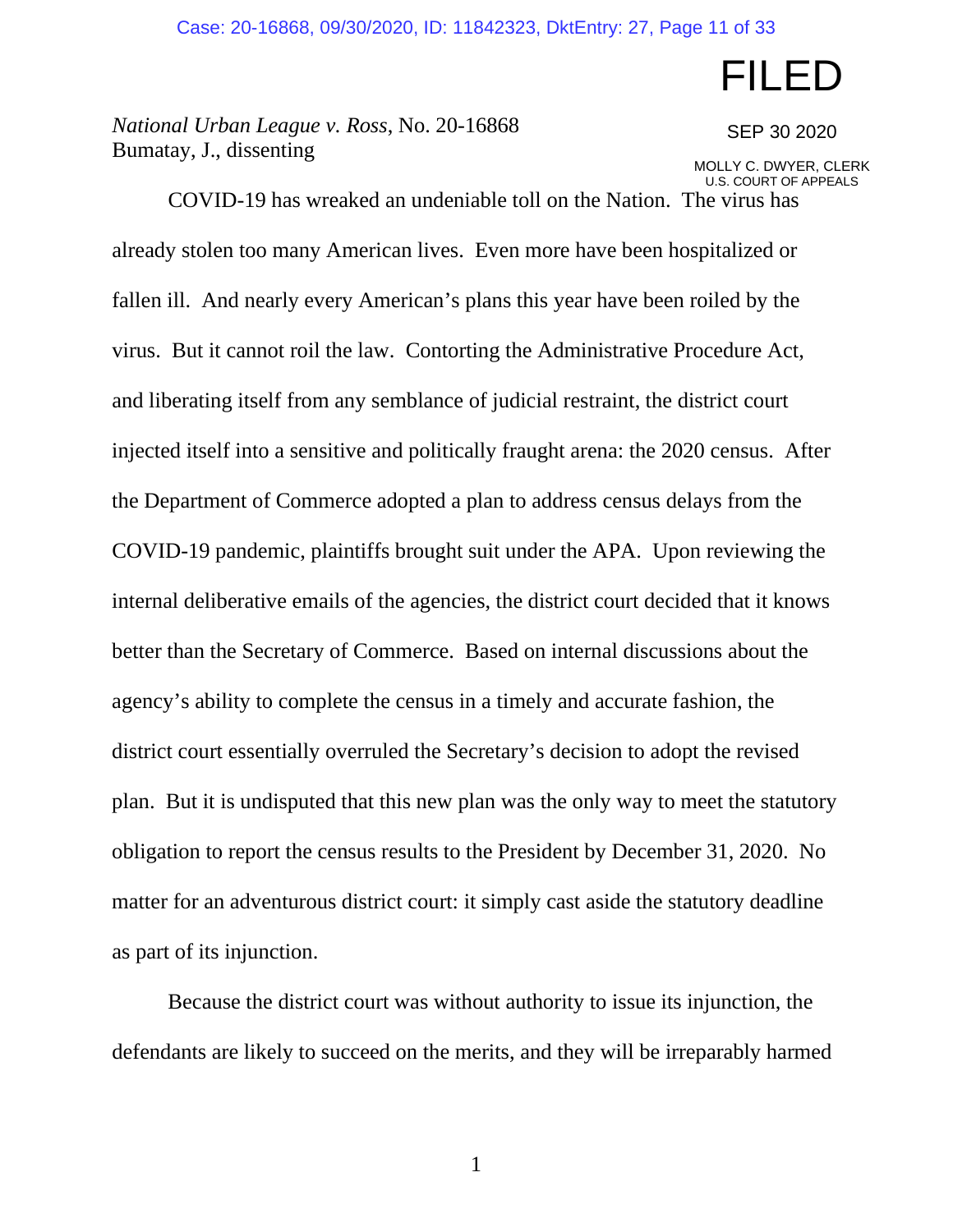FILED

SEP 30 2020

MOLLY C. DWYER, CLERK
U.S. COURT OF APPEALS

*National Urban League v. Ross*, No. 20-16868
Bumatay, J., dissenting

COVID-19 has wreaked an undeniable toll on the Nation. The virus has already stolen too many American lives. Even more have been hospitalized or fallen ill. And nearly every American's plans this year have been roiled by the virus. But it cannot roil the law. Contorting the Administrative Procedure Act, and liberating itself from any semblance of judicial restraint, the district court injected itself into a sensitive and politically fraught arena: the 2020 census. After the Department of Commerce adopted a plan to address census delays from the COVID-19 pandemic, plaintiffs brought suit under the APA. Upon reviewing the internal deliberative emails of the agencies, the district court decided that it knows better than the Secretary of Commerce. Based on internal discussions about the agency's ability to complete the census in a timely and accurate fashion, the district court essentially overruled the Secretary's decision to adopt the revised plan. But it is undisputed that this new plan was the only way to meet the statutory obligation to report the census results to the President by December 31, 2020. No matter for an adventurous district court: it simply cast aside the statutory deadline as part of its injunction.

Because the district court was without authority to issue its injunction, the defendants are likely to succeed on the merits, and they will be irreparably harmed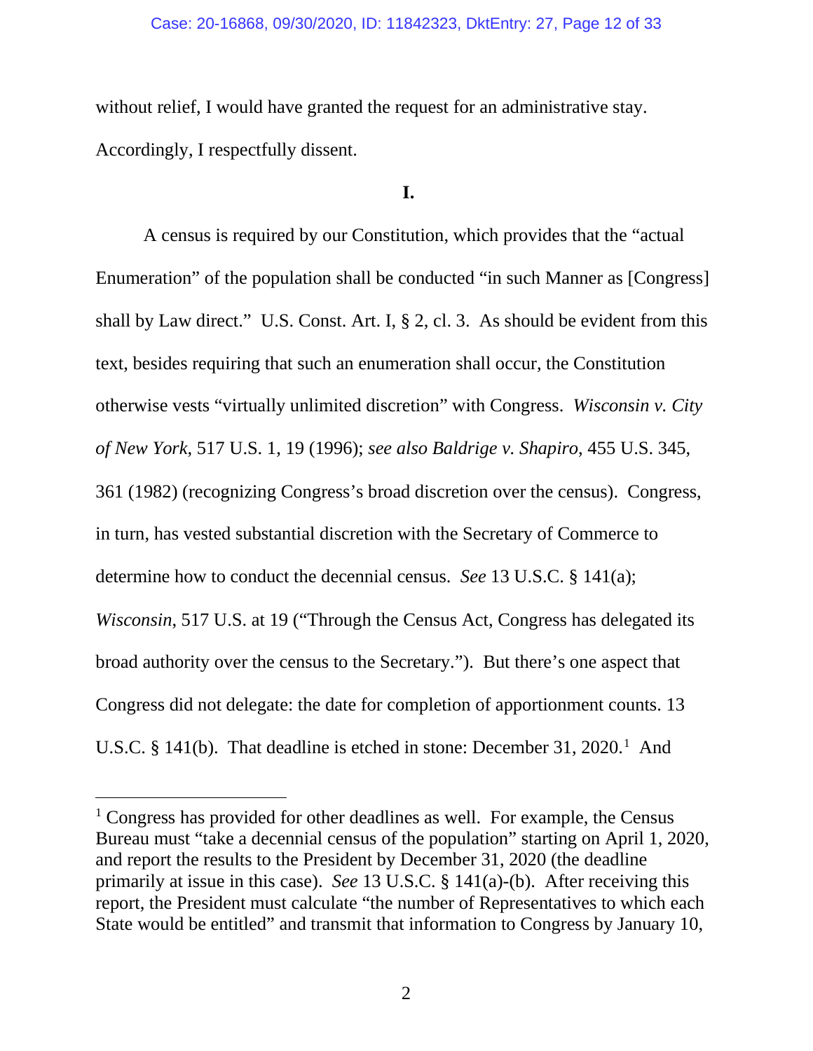without relief, I would have granted the request for an administrative stay. Accordingly, I respectfully dissent.

**I.**

A census is required by our Constitution, which provides that the "actual Enumeration" of the population shall be conducted "in such Manner as [Congress] shall by Law direct." U.S. Const. Art. I, § 2, cl. 3. As should be evident from this text, besides requiring that such an enumeration shall occur, the Constitution otherwise vests "virtually unlimited discretion" with Congress. *Wisconsin v. City of New York*, 517 U.S. 1, 19 (1996); *see also Baldrige v. Shapiro*, 455 U.S. 345, 361 (1982) (recognizing Congress's broad discretion over the census). Congress, in turn, has vested substantial discretion with the Secretary of Commerce to determine how to conduct the decennial census. *See* 13 U.S.C. § 141(a); *Wisconsin*, 517 U.S. at 19 ("Through the Census Act, Congress has delegated its broad authority over the census to the Secretary."). But there's one aspect that Congress did not delegate: the date for completion of apportionment counts. 13 U.S.C. § 141(b). That deadline is etched in stone: December 31, 2020.[1] And

[1] Congress has provided for other deadlines as well. For example, the Census Bureau must "take a decennial census of the population" starting on April 1, 2020, and report the results to the President by December 31, 2020 (the deadline primarily at issue in this case). *See* 13 U.S.C. § 141(a)-(b). After receiving this report, the President must calculate "the number of Representatives to which each State would be entitled" and transmit that information to Congress by January 10,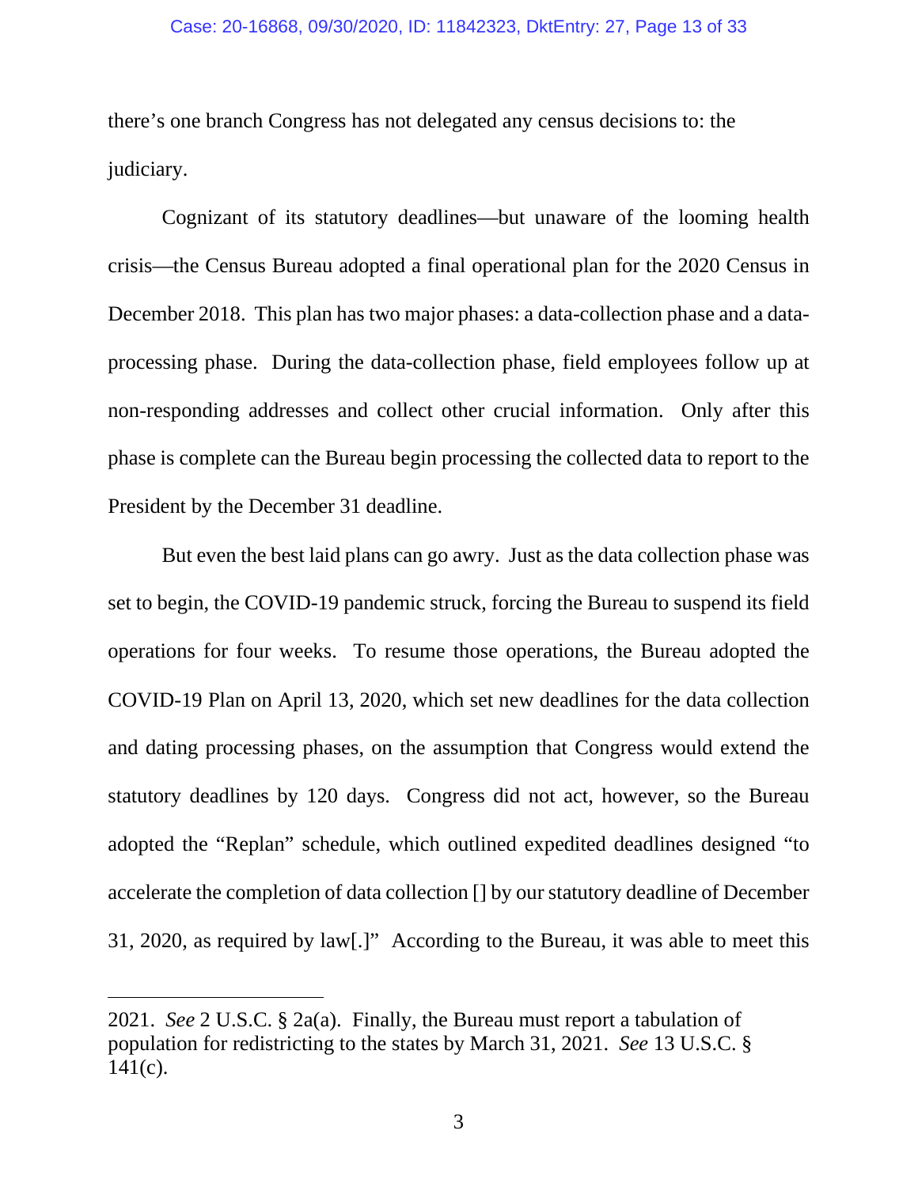there's one branch Congress has not delegated any census decisions to: the judiciary.

Cognizant of its statutory deadlines—but unaware of the looming health crisis—the Census Bureau adopted a final operational plan for the 2020 Census in December 2018. This plan has two major phases: a data-collection phase and a data-processing phase. During the data-collection phase, field employees follow up at non-responding addresses and collect other crucial information. Only after this phase is complete can the Bureau begin processing the collected data to report to the President by the December 31 deadline.

But even the best laid plans can go awry. Just as the data collection phase was set to begin, the COVID-19 pandemic struck, forcing the Bureau to suspend its field operations for four weeks. To resume those operations, the Bureau adopted the COVID-19 Plan on April 13, 2020, which set new deadlines for the data collection and dating processing phases, on the assumption that Congress would extend the statutory deadlines by 120 days. Congress did not act, however, so the Bureau adopted the "Replan" schedule, which outlined expedited deadlines designed "to accelerate the completion of data collection [] by our statutory deadline of December 31, 2020, as required by law[.]" According to the Bureau, it was able to meet this

---

2021. *See* 2 U.S.C. § 2a(a). Finally, the Bureau must report a tabulation of population for redistricting to the states by March 31, 2021. *See* 13 U.S.C. § 141(c).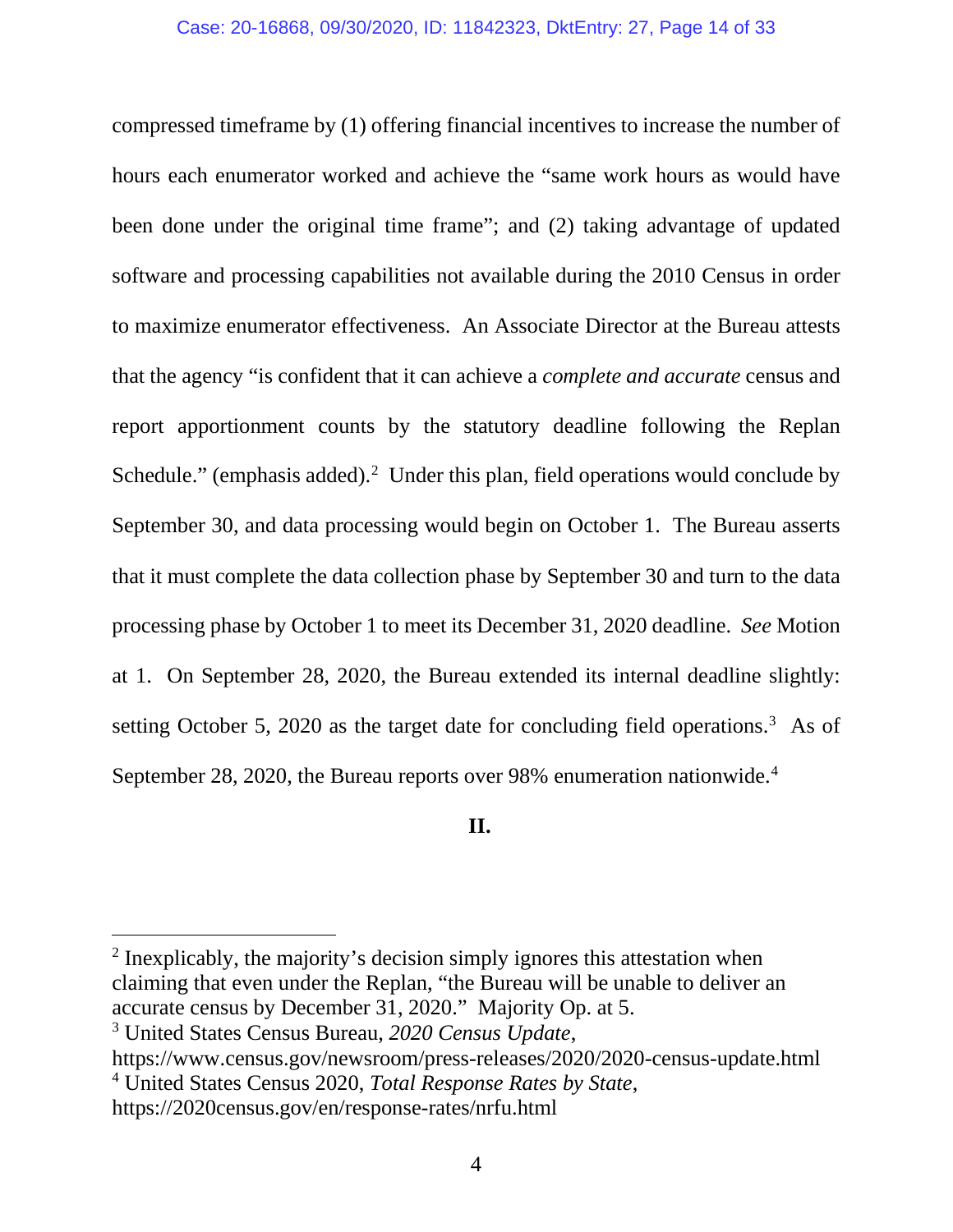compressed timeframe by (1) offering financial incentives to increase the number of hours each enumerator worked and achieve the "same work hours as would have been done under the original time frame"; and (2) taking advantage of updated software and processing capabilities not available during the 2010 Census in order to maximize enumerator effectiveness. An Associate Director at the Bureau attests that the agency "is confident that it can achieve a *complete and accurate* census and report apportionment counts by the statutory deadline following the Replan Schedule." (emphasis added).[2] Under this plan, field operations would conclude by September 30, and data processing would begin on October 1. The Bureau asserts that it must complete the data collection phase by September 30 and turn to the data processing phase by October 1 to meet its December 31, 2020 deadline. *See* Motion at 1. On September 28, 2020, the Bureau extended its internal deadline slightly: setting October 5, 2020 as the target date for concluding field operations.[3] As of September 28, 2020, the Bureau reports over 98% enumeration nationwide.[4]

**II.**

---

[2] Inexplicably, the majority's decision simply ignores this attestation when claiming that even under the Replan, "the Bureau will be unable to deliver an accurate census by December 31, 2020." Majority Op. at 5.

[3] United States Census Bureau, *2020 Census Update*, https://www.census.gov/newsroom/press-releases/2020/2020-census-update.html

[4] United States Census 2020, *Total Response Rates by State*, https://2020census.gov/en/response-rates/nrfu.html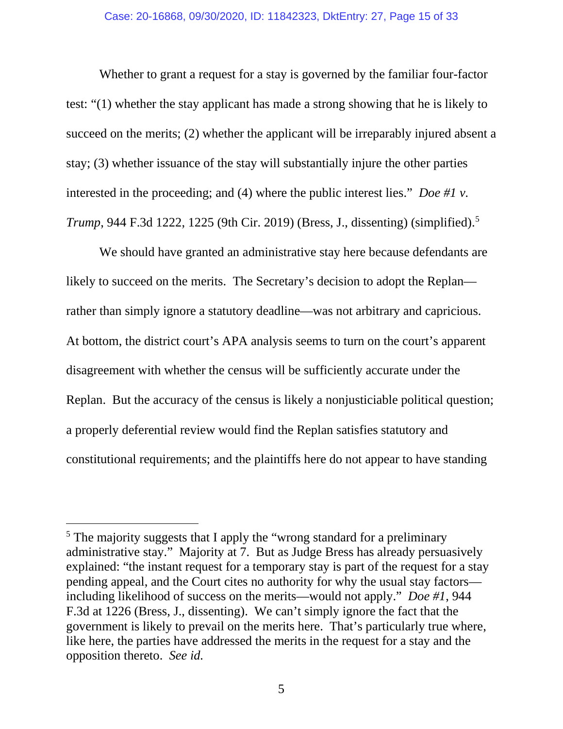Whether to grant a request for a stay is governed by the familiar four-factor test: "(1) whether the stay applicant has made a strong showing that he is likely to succeed on the merits; (2) whether the applicant will be irreparably injured absent a stay; (3) whether issuance of the stay will substantially injure the other parties interested in the proceeding; and (4) where the public interest lies." *Doe #1 v. Trump*, 944 F.3d 1222, 1225 (9th Cir. 2019) (Bress, J., dissenting) (simplified).[5]

We should have granted an administrative stay here because defendants are likely to succeed on the merits. The Secretary's decision to adopt the Replan—rather than simply ignore a statutory deadline—was not arbitrary and capricious. At bottom, the district court's APA analysis seems to turn on the court's apparent disagreement with whether the census will be sufficiently accurate under the Replan. But the accuracy of the census is likely a nonjusticiable political question; a properly deferential review would find the Replan satisfies statutory and constitutional requirements; and the plaintiffs here do not appear to have standing

---

[5] The majority suggests that I apply the "wrong standard for a preliminary administrative stay." Majority at 7. But as Judge Bress has already persuasively explained: "the instant request for a temporary stay is part of the request for a stay pending appeal, and the Court cites no authority for why the usual stay factors—including likelihood of success on the merits—would not apply." *Doe #1*, 944 F.3d at 1226 (Bress, J., dissenting). We can't simply ignore the fact that the government is likely to prevail on the merits here. That's particularly true where, like here, the parties have addressed the merits in the request for a stay and the opposition thereto. *See id.*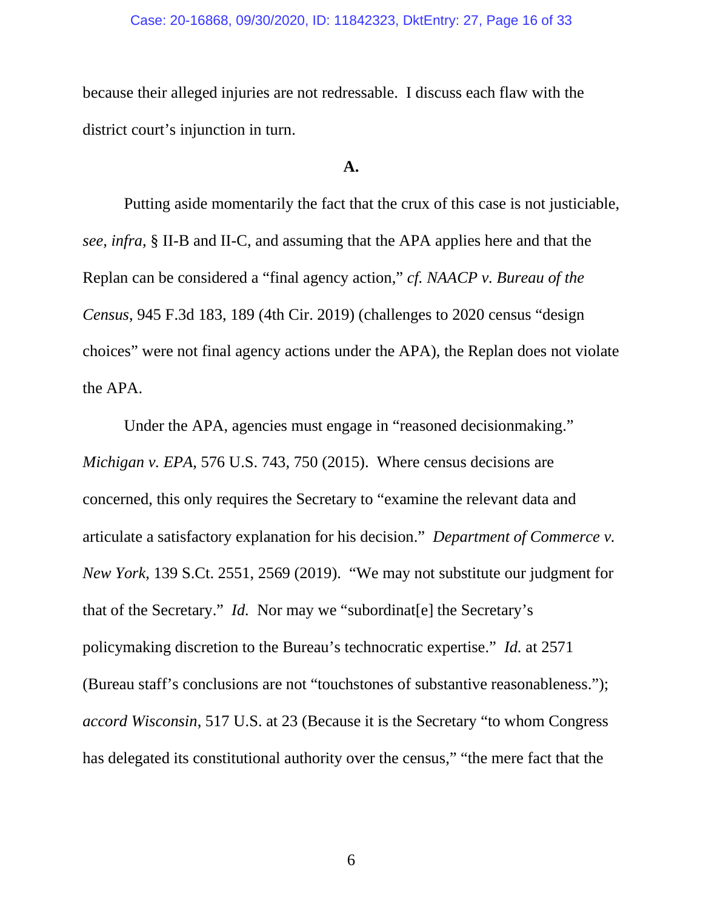because their alleged injuries are not redressable. I discuss each flaw with the district court's injunction in turn.

**A.**

Putting aside momentarily the fact that the crux of this case is not justiciable, *see, infra,* § II-B and II-C, and assuming that the APA applies here and that the Replan can be considered a "final agency action," *cf. NAACP v. Bureau of the Census*, 945 F.3d 183, 189 (4th Cir. 2019) (challenges to 2020 census "design choices" were not final agency actions under the APA), the Replan does not violate the APA.

Under the APA, agencies must engage in "reasoned decisionmaking." *Michigan v. EPA*, 576 U.S. 743, 750 (2015). Where census decisions are concerned, this only requires the Secretary to "examine the relevant data and articulate a satisfactory explanation for his decision." *Department of Commerce v. New York*, 139 S.Ct. 2551, 2569 (2019). "We may not substitute our judgment for that of the Secretary." *Id.* Nor may we "subordinat[e] the Secretary's policymaking discretion to the Bureau's technocratic expertise." *Id.* at 2571 (Bureau staff's conclusions are not "touchstones of substantive reasonableness."); *accord Wisconsin*, 517 U.S. at 23 (Because it is the Secretary "to whom Congress has delegated its constitutional authority over the census," "the mere fact that the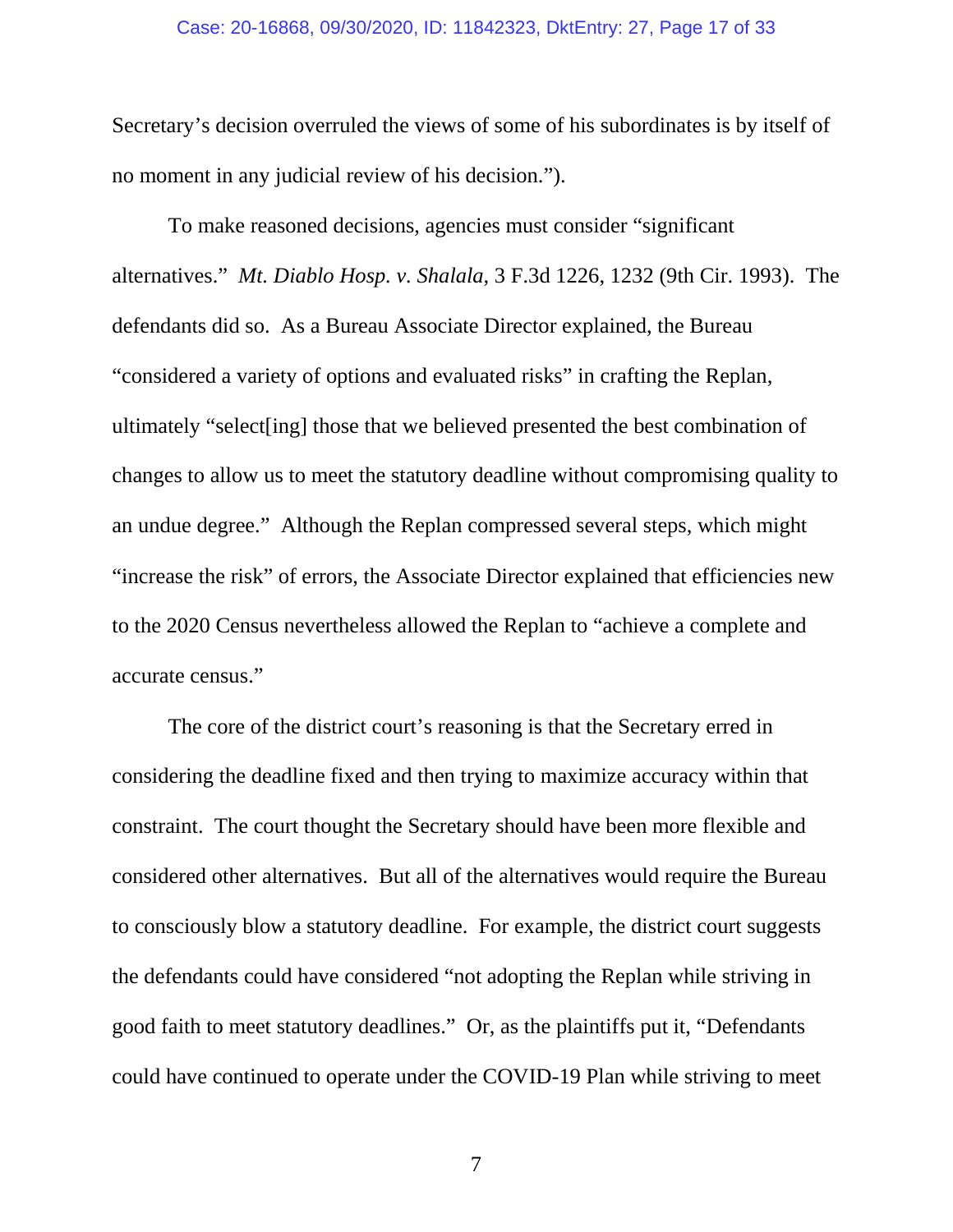Secretary's decision overruled the views of some of his subordinates is by itself of no moment in any judicial review of his decision.").

To make reasoned decisions, agencies must consider "significant alternatives." *Mt. Diablo Hosp. v. Shalala*, 3 F.3d 1226, 1232 (9th Cir. 1993). The defendants did so. As a Bureau Associate Director explained, the Bureau "considered a variety of options and evaluated risks" in crafting the Replan, ultimately "select[ing] those that we believed presented the best combination of changes to allow us to meet the statutory deadline without compromising quality to an undue degree." Although the Replan compressed several steps, which might "increase the risk" of errors, the Associate Director explained that efficiencies new to the 2020 Census nevertheless allowed the Replan to "achieve a complete and accurate census."

The core of the district court's reasoning is that the Secretary erred in considering the deadline fixed and then trying to maximize accuracy within that constraint. The court thought the Secretary should have been more flexible and considered other alternatives. But all of the alternatives would require the Bureau to consciously blow a statutory deadline. For example, the district court suggests the defendants could have considered "not adopting the Replan while striving in good faith to meet statutory deadlines." Or, as the plaintiffs put it, "Defendants could have continued to operate under the COVID-19 Plan while striving to meet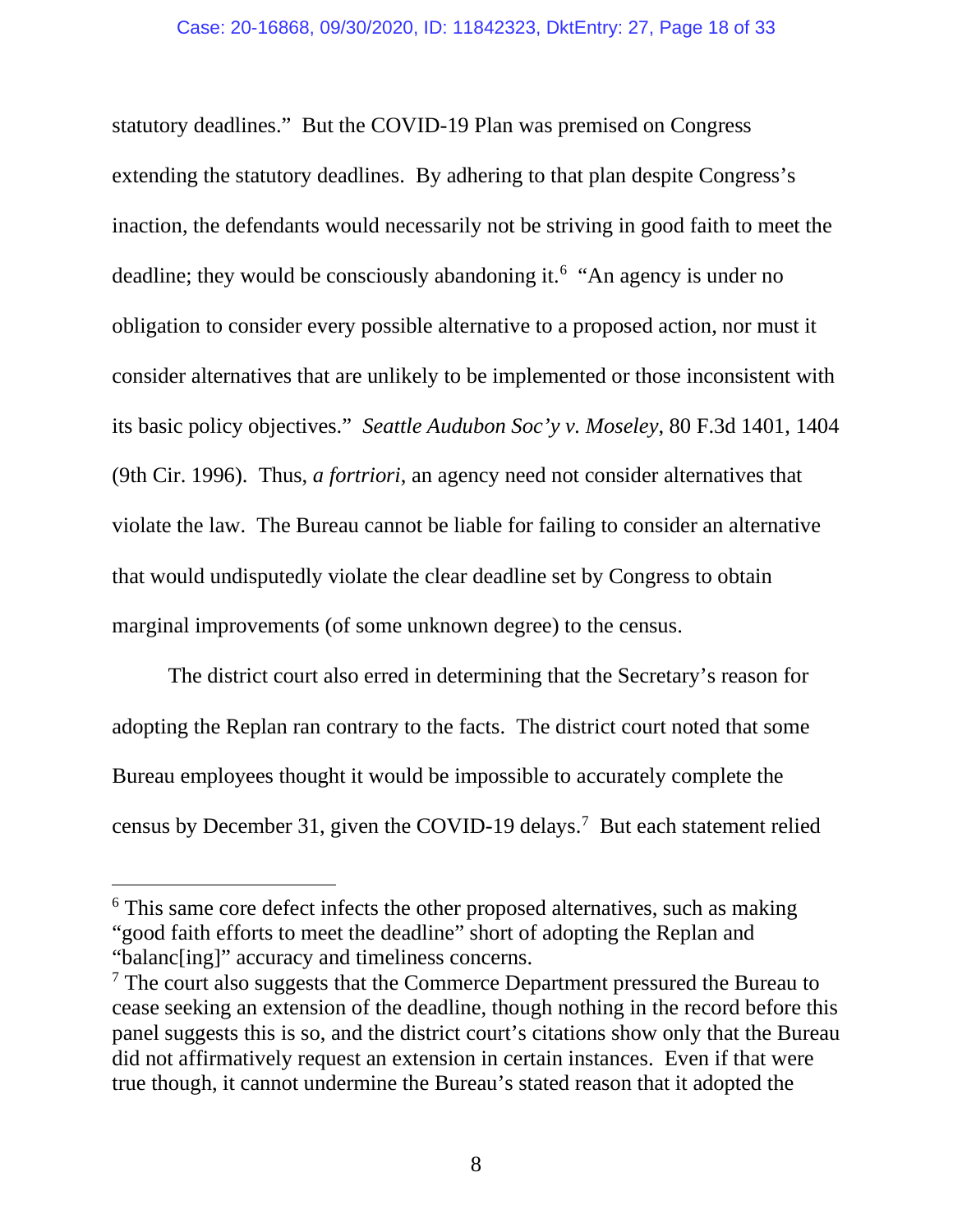statutory deadlines." But the COVID-19 Plan was premised on Congress extending the statutory deadlines. By adhering to that plan despite Congress's inaction, the defendants would necessarily not be striving in good faith to meet the deadline; they would be consciously abandoning it.[6] "An agency is under no obligation to consider every possible alternative to a proposed action, nor must it consider alternatives that are unlikely to be implemented or those inconsistent with its basic policy objectives." *Seattle Audubon Soc'y v. Moseley*, 80 F.3d 1401, 1404 (9th Cir. 1996). Thus, *a fortriori*, an agency need not consider alternatives that violate the law. The Bureau cannot be liable for failing to consider an alternative that would undisputedly violate the clear deadline set by Congress to obtain marginal improvements (of some unknown degree) to the census.

The district court also erred in determining that the Secretary's reason for adopting the Replan ran contrary to the facts. The district court noted that some Bureau employees thought it would be impossible to accurately complete the census by December 31, given the COVID-19 delays.[7] But each statement relied

---

[6] This same core defect infects the other proposed alternatives, such as making "good faith efforts to meet the deadline" short of adopting the Replan and "balanc[ing]" accuracy and timeliness concerns.

[7] The court also suggests that the Commerce Department pressured the Bureau to cease seeking an extension of the deadline, though nothing in the record before this panel suggests this is so, and the district court's citations show only that the Bureau did not affirmatively request an extension in certain instances. Even if that were true though, it cannot undermine the Bureau's stated reason that it adopted the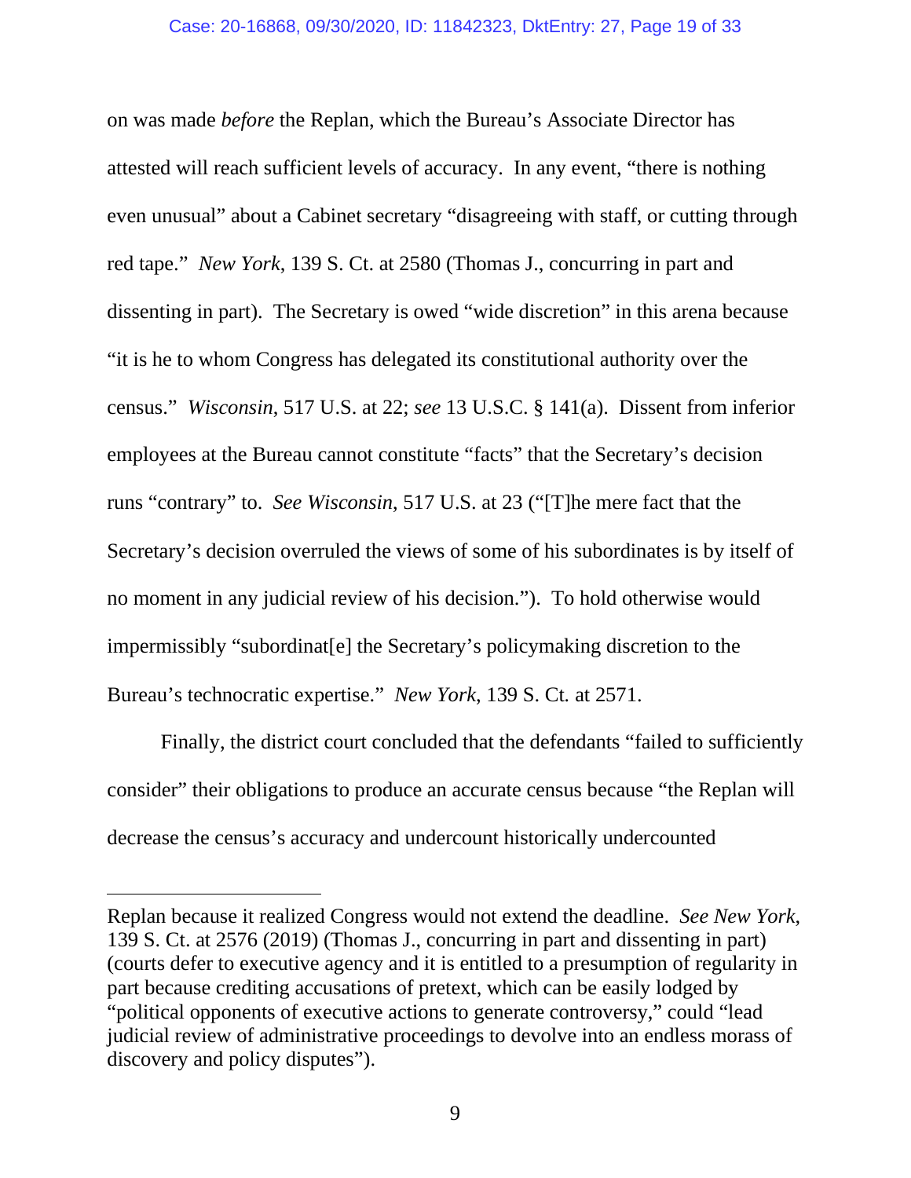on was made *before* the Replan, which the Bureau's Associate Director has attested will reach sufficient levels of accuracy. In any event, "there is nothing even unusual" about a Cabinet secretary "disagreeing with staff, or cutting through red tape." *New York*, 139 S. Ct. at 2580 (Thomas J., concurring in part and dissenting in part). The Secretary is owed "wide discretion" in this arena because "it is he to whom Congress has delegated its constitutional authority over the census." *Wisconsin*, 517 U.S. at 22; *see* 13 U.S.C. § 141(a). Dissent from inferior employees at the Bureau cannot constitute "facts" that the Secretary's decision runs "contrary" to. *See Wisconsin*, 517 U.S. at 23 ("[T]he mere fact that the Secretary's decision overruled the views of some of his subordinates is by itself of no moment in any judicial review of his decision."). To hold otherwise would impermissibly "subordinat[e] the Secretary's policymaking discretion to the Bureau's technocratic expertise." *New York*, 139 S. Ct. at 2571.

Finally, the district court concluded that the defendants "failed to sufficiently consider" their obligations to produce an accurate census because "the Replan will decrease the census's accuracy and undercount historically undercounted

---

Replan because it realized Congress would not extend the deadline. *See New York*, 139 S. Ct. at 2576 (2019) (Thomas J., concurring in part and dissenting in part) (courts defer to executive agency and it is entitled to a presumption of regularity in part because crediting accusations of pretext, which can be easily lodged by "political opponents of executive actions to generate controversy," could "lead judicial review of administrative proceedings to devolve into an endless morass of discovery and policy disputes").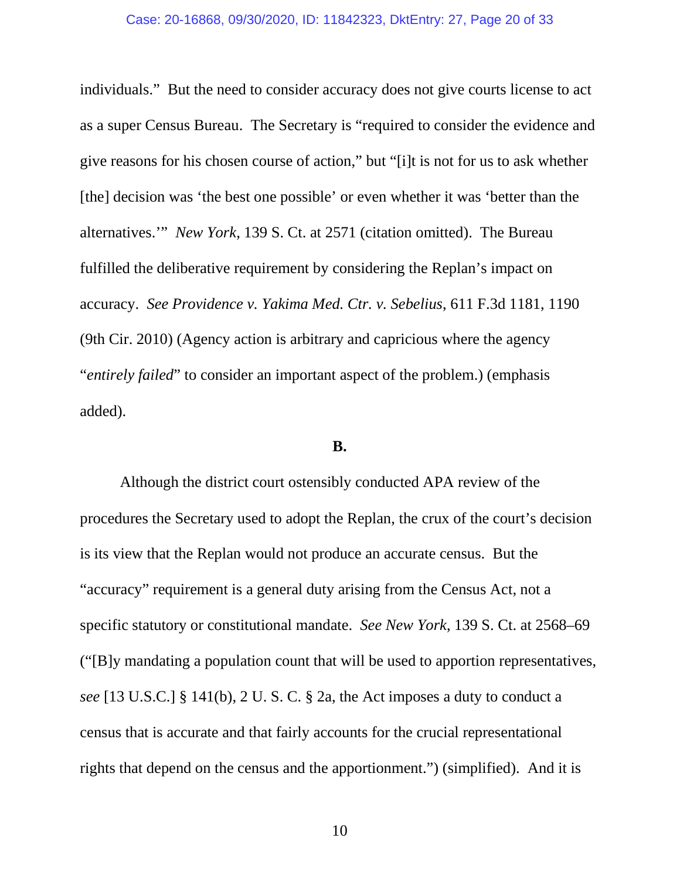individuals." But the need to consider accuracy does not give courts license to act as a super Census Bureau. The Secretary is "required to consider the evidence and give reasons for his chosen course of action," but "[i]t is not for us to ask whether [the] decision was 'the best one possible' or even whether it was 'better than the alternatives.'" *New York*, 139 S. Ct. at 2571 (citation omitted). The Bureau fulfilled the deliberative requirement by considering the Replan's impact on accuracy. *See Providence v. Yakima Med. Ctr. v. Sebelius*, 611 F.3d 1181, 1190 (9th Cir. 2010) (Agency action is arbitrary and capricious where the agency "*entirely failed*" to consider an important aspect of the problem.) (emphasis added).

**B.**

Although the district court ostensibly conducted APA review of the procedures the Secretary used to adopt the Replan, the crux of the court's decision is its view that the Replan would not produce an accurate census. But the "accuracy" requirement is a general duty arising from the Census Act, not a specific statutory or constitutional mandate. *See New York*, 139 S. Ct. at 2568–69 ("[B]y mandating a population count that will be used to apportion representatives, *see* [13 U.S.C.] § 141(b), 2 U. S. C. § 2a, the Act imposes a duty to conduct a census that is accurate and that fairly accounts for the crucial representational rights that depend on the census and the apportionment.") (simplified). And it is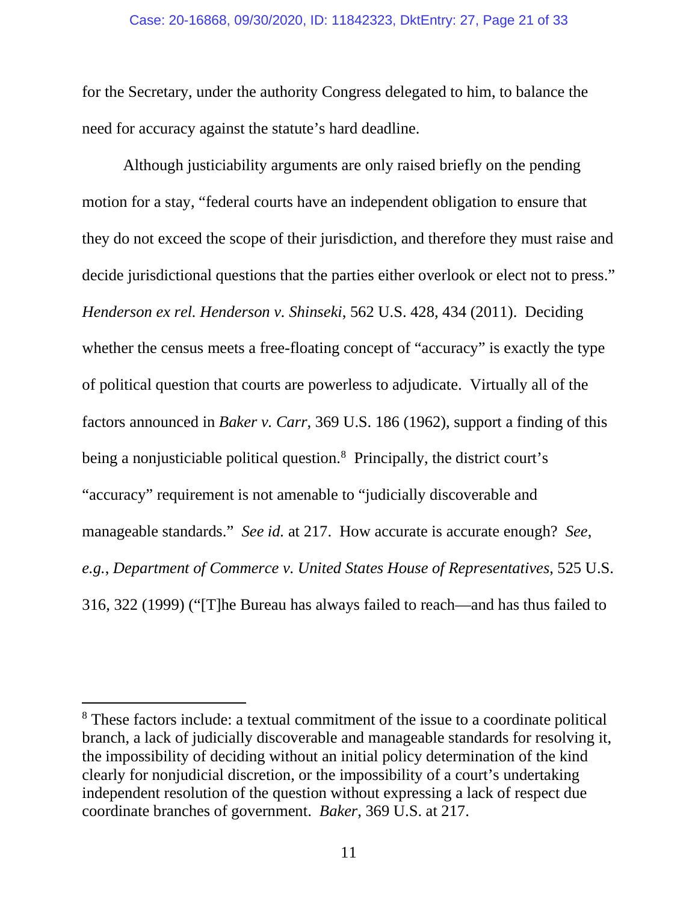for the Secretary, under the authority Congress delegated to him, to balance the need for accuracy against the statute's hard deadline.

Although justiciability arguments are only raised briefly on the pending motion for a stay, "federal courts have an independent obligation to ensure that they do not exceed the scope of their jurisdiction, and therefore they must raise and decide jurisdictional questions that the parties either overlook or elect not to press." *Henderson ex rel. Henderson v. Shinseki*, 562 U.S. 428, 434 (2011). Deciding whether the census meets a free-floating concept of "accuracy" is exactly the type of political question that courts are powerless to adjudicate. Virtually all of the factors announced in *Baker v. Carr*, 369 U.S. 186 (1962), support a finding of this being a nonjusticiable political question.[8] Principally, the district court's "accuracy" requirement is not amenable to "judicially discoverable and manageable standards." *See id.* at 217. How accurate is accurate enough? *See, e.g.*, *Department of Commerce v. United States House of Representatives*, 525 U.S. 316, 322 (1999) ("[T]he Bureau has always failed to reach—and has thus failed to

---

[8] These factors include: a textual commitment of the issue to a coordinate political branch, a lack of judicially discoverable and manageable standards for resolving it, the impossibility of deciding without an initial policy determination of the kind clearly for nonjudicial discretion, or the impossibility of a court's undertaking independent resolution of the question without expressing a lack of respect due coordinate branches of government. *Baker*, 369 U.S. at 217.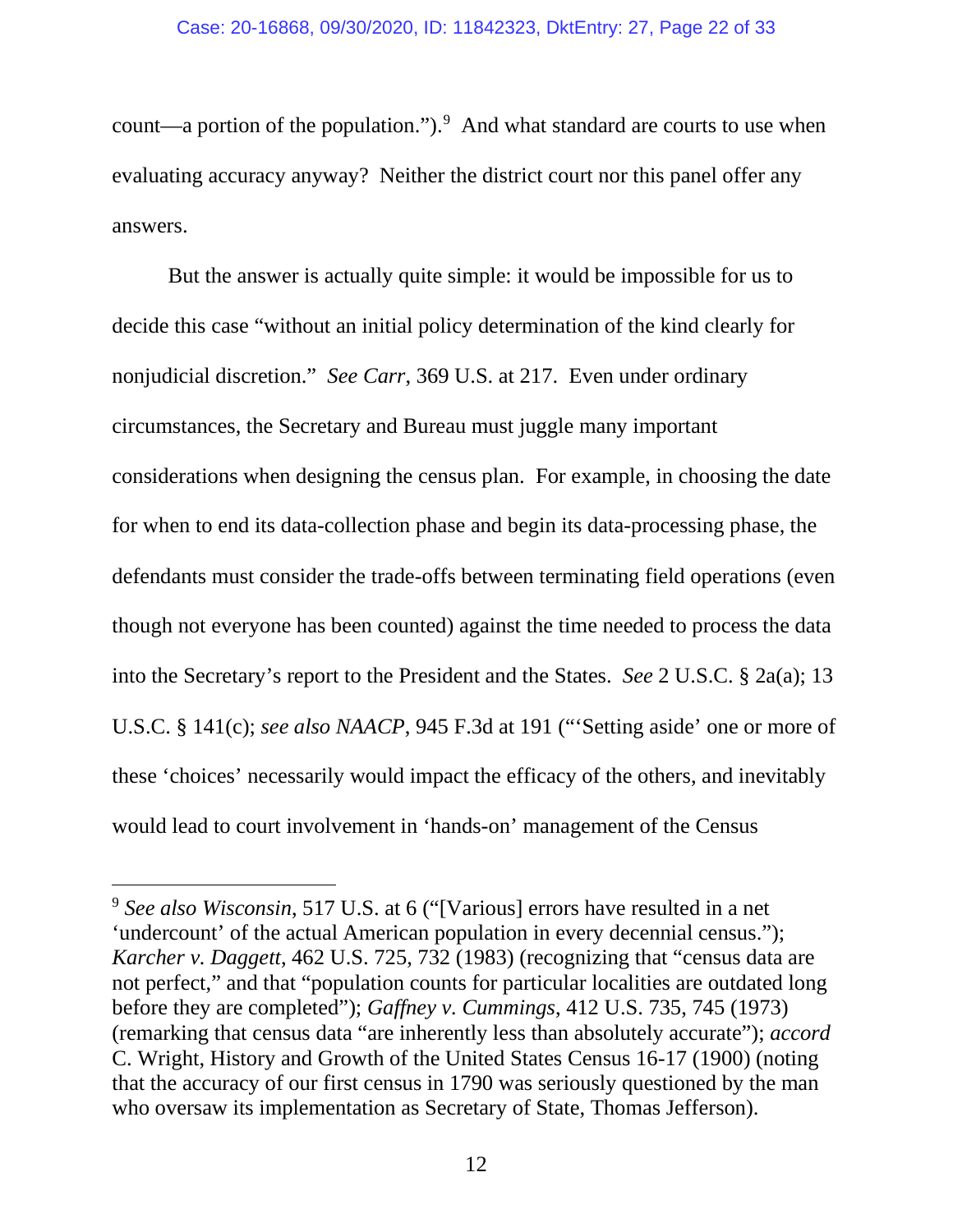count—a portion of the population.").[9] And what standard are courts to use when evaluating accuracy anyway? Neither the district court nor this panel offer any answers.

But the answer is actually quite simple: it would be impossible for us to decide this case "without an initial policy determination of the kind clearly for nonjudicial discretion." *See Carr*, 369 U.S. at 217. Even under ordinary circumstances, the Secretary and Bureau must juggle many important considerations when designing the census plan. For example, in choosing the date for when to end its data-collection phase and begin its data-processing phase, the defendants must consider the trade-offs between terminating field operations (even though not everyone has been counted) against the time needed to process the data into the Secretary's report to the President and the States. *See* 2 U.S.C. § 2a(a); 13 U.S.C. § 141(c); *see also NAACP*, 945 F.3d at 191 ("'Setting aside' one or more of these 'choices' necessarily would impact the efficacy of the others, and inevitably would lead to court involvement in 'hands-on' management of the Census

---

[9] *See also Wisconsin*, 517 U.S. at 6 ("[Various] errors have resulted in a net 'undercount' of the actual American population in every decennial census."); *Karcher v. Daggett*, 462 U.S. 725, 732 (1983) (recognizing that "census data are not perfect," and that "population counts for particular localities are outdated long before they are completed"); *Gaffney v. Cummings*, 412 U.S. 735, 745 (1973) (remarking that census data "are inherently less than absolutely accurate"); *accord* C. Wright, History and Growth of the United States Census 16-17 (1900) (noting that the accuracy of our first census in 1790 was seriously questioned by the man who oversaw its implementation as Secretary of State, Thomas Jefferson).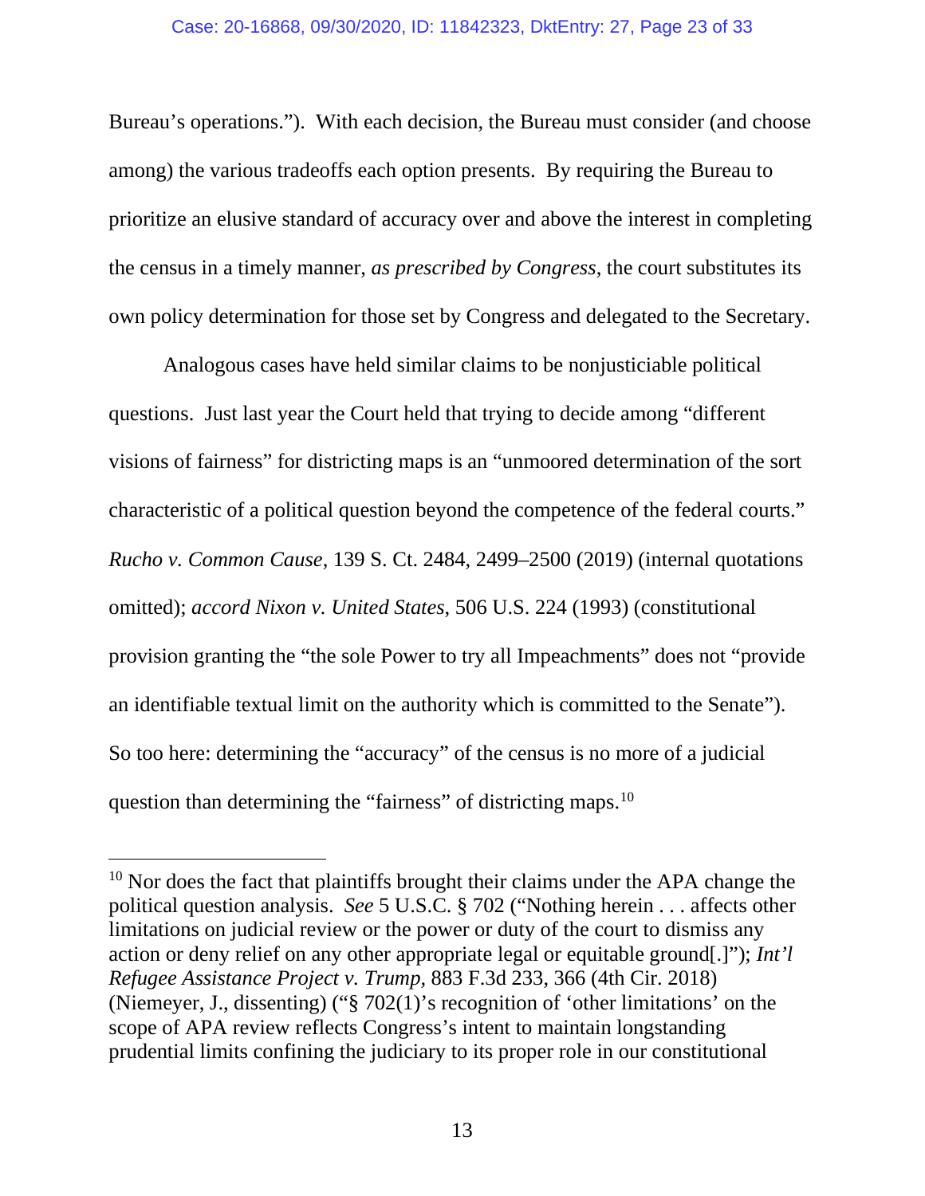Bureau's operations."). With each decision, the Bureau must consider (and choose among) the various tradeoffs each option presents. By requiring the Bureau to prioritize an elusive standard of accuracy over and above the interest in completing the census in a timely manner, *as prescribed by Congress*, the court substitutes its own policy determination for those set by Congress and delegated to the Secretary.

Analogous cases have held similar claims to be nonjusticiable political questions. Just last year the Court held that trying to decide among "different visions of fairness" for districting maps is an "unmoored determination of the sort characteristic of a political question beyond the competence of the federal courts." *Rucho v. Common Cause*, 139 S. Ct. 2484, 2499–2500 (2019) (internal quotations omitted); *accord Nixon v. United States*, 506 U.S. 224 (1993) (constitutional provision granting the "the sole Power to try all Impeachments" does not "provide an identifiable textual limit on the authority which is committed to the Senate"). So too here: determining the "accuracy" of the census is no more of a judicial question than determining the "fairness" of districting maps.[10]

---

[10] Nor does the fact that plaintiffs brought their claims under the APA change the political question analysis. *See* 5 U.S.C. § 702 ("Nothing herein . . . affects other limitations on judicial review or the power or duty of the court to dismiss any action or deny relief on any other appropriate legal or equitable ground[.]"); *Int'l Refugee Assistance Project v. Trump*, 883 F.3d 233, 366 (4th Cir. 2018) (Niemeyer, J., dissenting) ("§ 702(1)'s recognition of 'other limitations' on the scope of APA review reflects Congress's intent to maintain longstanding prudential limits confining the judiciary to its proper role in our constitutional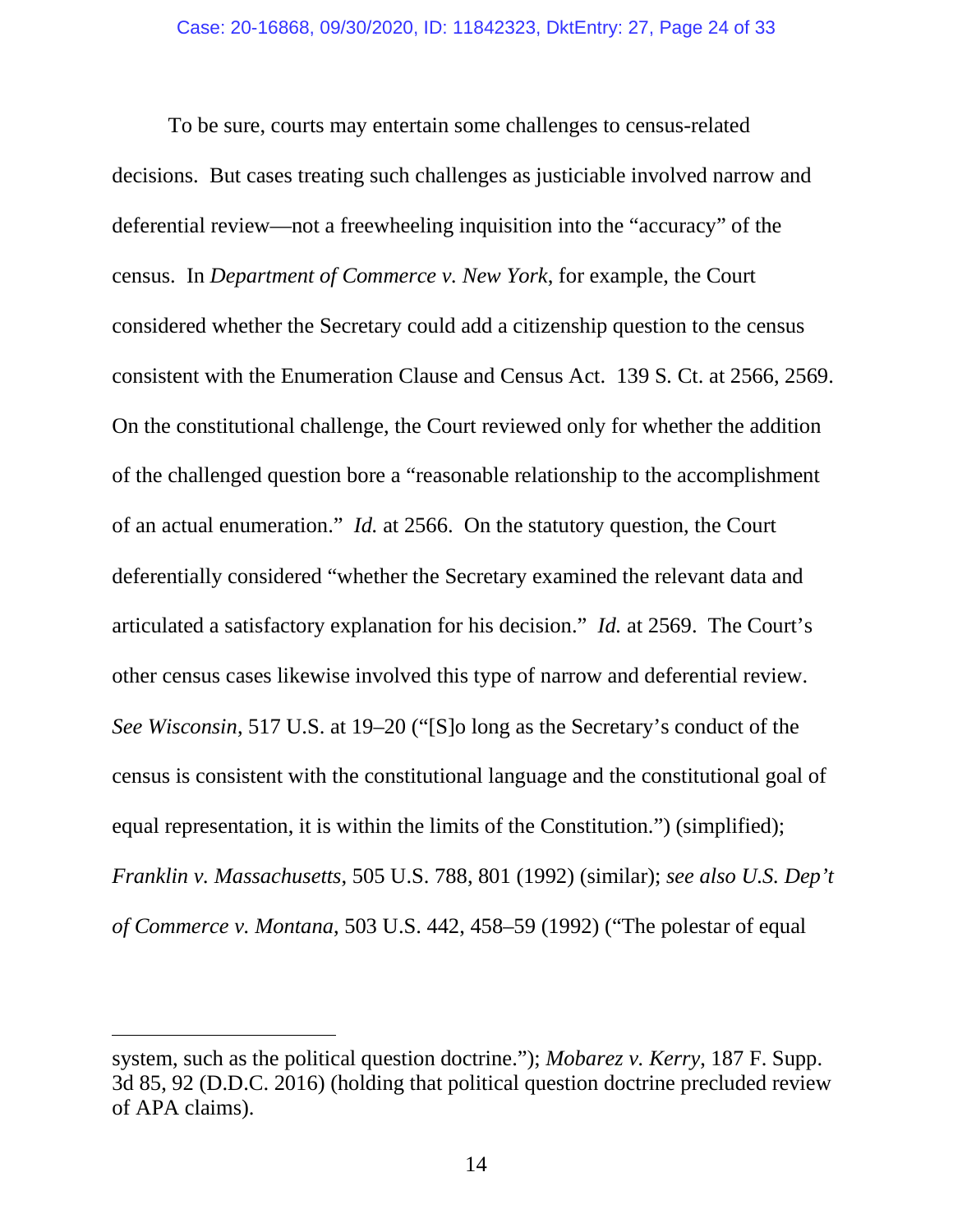To be sure, courts may entertain some challenges to census-related decisions. But cases treating such challenges as justiciable involved narrow and deferential review—not a freewheeling inquisition into the "accuracy" of the census. In *Department of Commerce v. New York*, for example, the Court considered whether the Secretary could add a citizenship question to the census consistent with the Enumeration Clause and Census Act. 139 S. Ct. at 2566, 2569. On the constitutional challenge, the Court reviewed only for whether the addition of the challenged question bore a "reasonable relationship to the accomplishment of an actual enumeration." *Id.* at 2566. On the statutory question, the Court deferentially considered "whether the Secretary examined the relevant data and articulated a satisfactory explanation for his decision." *Id.* at 2569. The Court's other census cases likewise involved this type of narrow and deferential review. *See Wisconsin*, 517 U.S. at 19–20 ("[S]o long as the Secretary's conduct of the census is consistent with the constitutional language and the constitutional goal of equal representation, it is within the limits of the Constitution.") (simplified); *Franklin v. Massachusetts*, 505 U.S. 788, 801 (1992) (similar); *see also U.S. Dep't of Commerce v. Montana*, 503 U.S. 442, 458–59 (1992) ("The polestar of equal

---

system, such as the political question doctrine."); *Mobarez v. Kerry*, 187 F. Supp. 3d 85, 92 (D.D.C. 2016) (holding that political question doctrine precluded review of APA claims).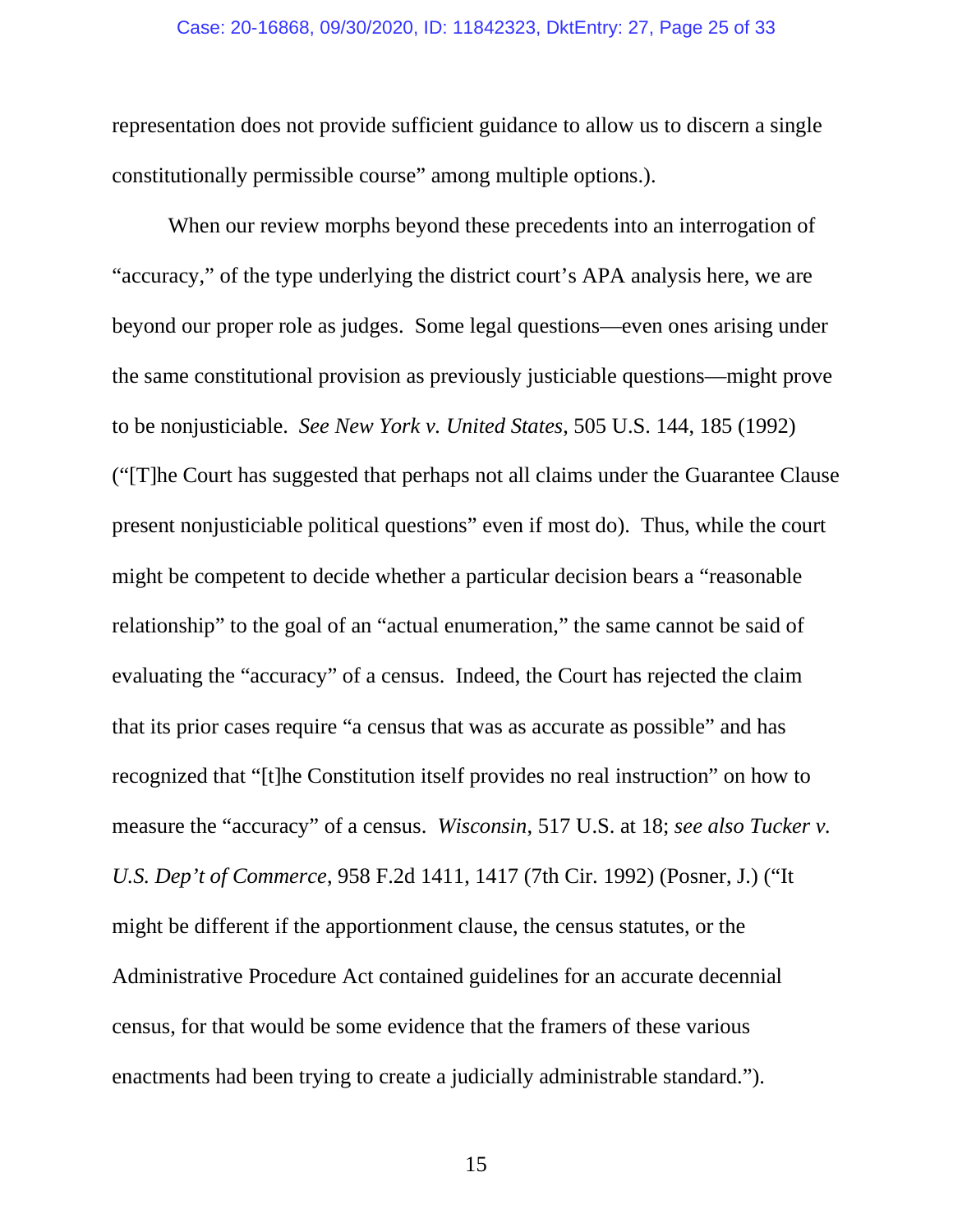representation does not provide sufficient guidance to allow us to discern a single constitutionally permissible course" among multiple options.).

When our review morphs beyond these precedents into an interrogation of "accuracy," of the type underlying the district court's APA analysis here, we are beyond our proper role as judges. Some legal questions—even ones arising under the same constitutional provision as previously justiciable questions—might prove to be nonjusticiable. *See New York v. United States*, 505 U.S. 144, 185 (1992) ("[T]he Court has suggested that perhaps not all claims under the Guarantee Clause present nonjusticiable political questions" even if most do). Thus, while the court might be competent to decide whether a particular decision bears a "reasonable relationship" to the goal of an "actual enumeration," the same cannot be said of evaluating the "accuracy" of a census. Indeed, the Court has rejected the claim that its prior cases require "a census that was as accurate as possible" and has recognized that "[t]he Constitution itself provides no real instruction" on how to measure the "accuracy" of a census. *Wisconsin*, 517 U.S. at 18; *see also Tucker v. U.S. Dep't of Commerce*, 958 F.2d 1411, 1417 (7th Cir. 1992) (Posner, J.) ("It might be different if the apportionment clause, the census statutes, or the Administrative Procedure Act contained guidelines for an accurate decennial census, for that would be some evidence that the framers of these various enactments had been trying to create a judicially administrable standard.").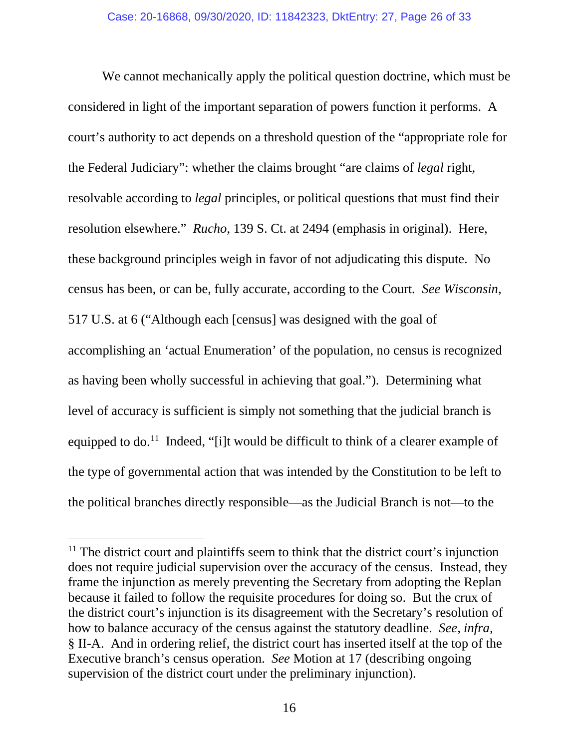We cannot mechanically apply the political question doctrine, which must be considered in light of the important separation of powers function it performs. A court's authority to act depends on a threshold question of the "appropriate role for the Federal Judiciary": whether the claims brought "are claims of *legal* right, resolvable according to *legal* principles, or political questions that must find their resolution elsewhere." *Rucho*, 139 S. Ct. at 2494 (emphasis in original). Here, these background principles weigh in favor of not adjudicating this dispute. No census has been, or can be, fully accurate, according to the Court. *See Wisconsin*, 517 U.S. at 6 ("Although each [census] was designed with the goal of accomplishing an 'actual Enumeration' of the population, no census is recognized as having been wholly successful in achieving that goal."). Determining what level of accuracy is sufficient is simply not something that the judicial branch is equipped to do.[11] Indeed, "[i]t would be difficult to think of a clearer example of the type of governmental action that was intended by the Constitution to be left to the political branches directly responsible—as the Judicial Branch is not—to the

[11] The district court and plaintiffs seem to think that the district court's injunction does not require judicial supervision over the accuracy of the census. Instead, they frame the injunction as merely preventing the Secretary from adopting the Replan because it failed to follow the requisite procedures for doing so. But the crux of the district court's injunction is its disagreement with the Secretary's resolution of how to balance accuracy of the census against the statutory deadline. *See, infra*, § II-A. And in ordering relief, the district court has inserted itself at the top of the Executive branch's census operation. *See* Motion at 17 (describing ongoing supervision of the district court under the preliminary injunction).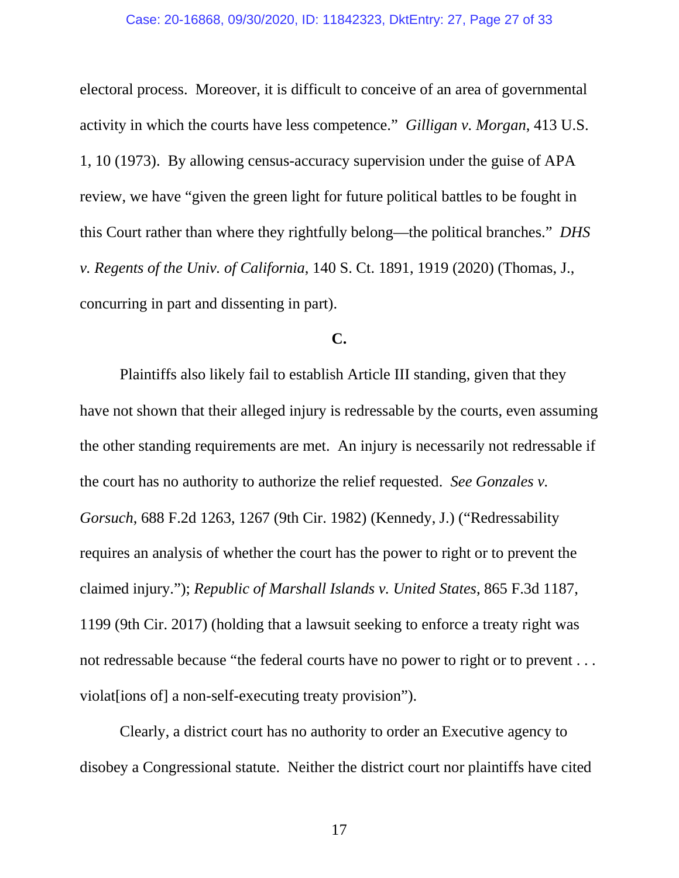electoral process. Moreover, it is difficult to conceive of an area of governmental activity in which the courts have less competence." *Gilligan v. Morgan*, 413 U.S. 1, 10 (1973). By allowing census-accuracy supervision under the guise of APA review, we have "given the green light for future political battles to be fought in this Court rather than where they rightfully belong—the political branches." *DHS v. Regents of the Univ. of California*, 140 S. Ct. 1891, 1919 (2020) (Thomas, J., concurring in part and dissenting in part).

**C.**

Plaintiffs also likely fail to establish Article III standing, given that they have not shown that their alleged injury is redressable by the courts, even assuming the other standing requirements are met. An injury is necessarily not redressable if the court has no authority to authorize the relief requested. *See Gonzales v. Gorsuch*, 688 F.2d 1263, 1267 (9th Cir. 1982) (Kennedy, J.) ("Redressability requires an analysis of whether the court has the power to right or to prevent the claimed injury."); *Republic of Marshall Islands v. United States*, 865 F.3d 1187, 1199 (9th Cir. 2017) (holding that a lawsuit seeking to enforce a treaty right was not redressable because "the federal courts have no power to right or to prevent . . . violat[ions of] a non-self-executing treaty provision").

Clearly, a district court has no authority to order an Executive agency to disobey a Congressional statute. Neither the district court nor plaintiffs have cited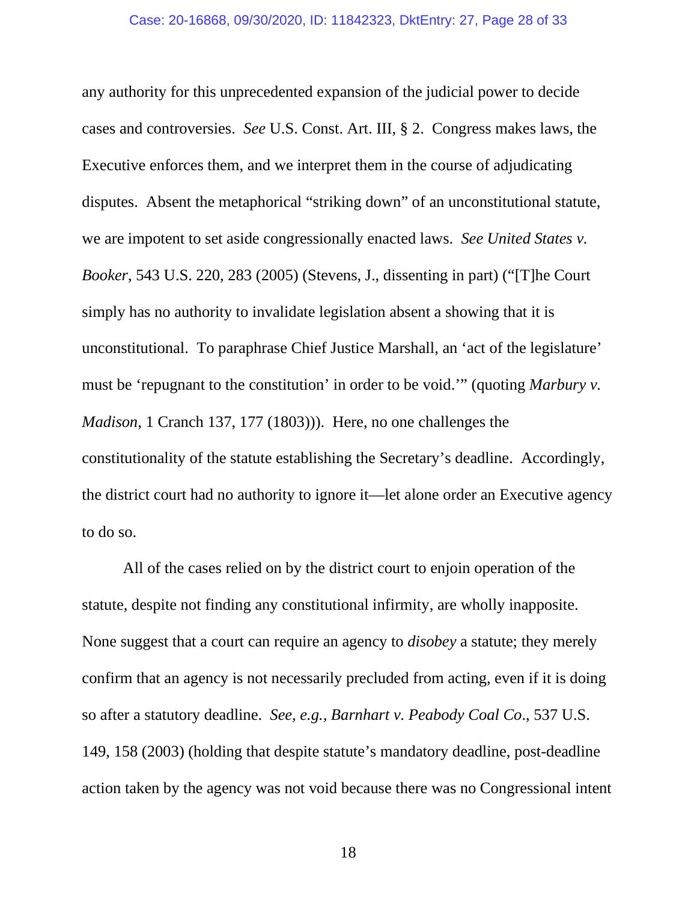any authority for this unprecedented expansion of the judicial power to decide cases and controversies. *See* U.S. Const. Art. III, § 2. Congress makes laws, the Executive enforces them, and we interpret them in the course of adjudicating disputes. Absent the metaphorical "striking down" of an unconstitutional statute, we are impotent to set aside congressionally enacted laws. *See United States v. Booker*, 543 U.S. 220, 283 (2005) (Stevens, J., dissenting in part) ("[T]he Court simply has no authority to invalidate legislation absent a showing that it is unconstitutional. To paraphrase Chief Justice Marshall, an 'act of the legislature' must be 'repugnant to the constitution' in order to be void.'" (quoting *Marbury v. Madison*, 1 Cranch 137, 177 (1803))). Here, no one challenges the constitutionality of the statute establishing the Secretary's deadline. Accordingly, the district court had no authority to ignore it—let alone order an Executive agency to do so.

All of the cases relied on by the district court to enjoin operation of the statute, despite not finding any constitutional infirmity, are wholly inapposite. None suggest that a court can require an agency to *disobey* a statute; they merely confirm that an agency is not necessarily precluded from acting, even if it is doing so after a statutory deadline. *See, e.g., Barnhart v. Peabody Coal Co.*, 537 U.S. 149, 158 (2003) (holding that despite statute's mandatory deadline, post-deadline action taken by the agency was not void because there was no Congressional intent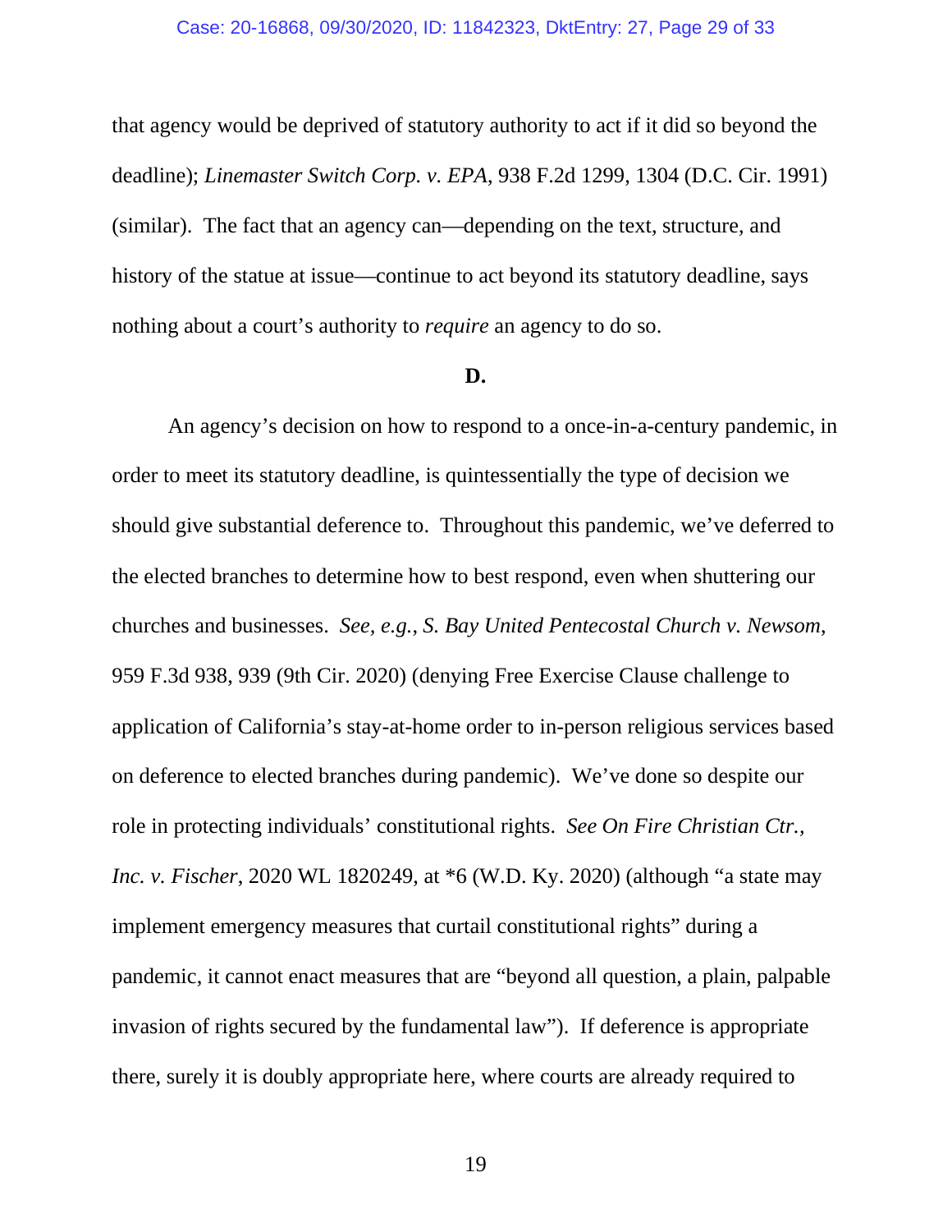that agency would be deprived of statutory authority to act if it did so beyond the deadline); *Linemaster Switch Corp. v. EPA*, 938 F.2d 1299, 1304 (D.C. Cir. 1991) (similar). The fact that an agency can—depending on the text, structure, and history of the statue at issue—continue to act beyond its statutory deadline, says nothing about a court's authority to *require* an agency to do so.

**D.**

An agency's decision on how to respond to a once-in-a-century pandemic, in order to meet its statutory deadline, is quintessentially the type of decision we should give substantial deference to. Throughout this pandemic, we've deferred to the elected branches to determine how to best respond, even when shuttering our churches and businesses. *See, e.g.*, *S. Bay United Pentecostal Church v. Newsom*, 959 F.3d 938, 939 (9th Cir. 2020) (denying Free Exercise Clause challenge to application of California's stay-at-home order to in-person religious services based on deference to elected branches during pandemic). We've done so despite our role in protecting individuals' constitutional rights. *See On Fire Christian Ctr., Inc. v. Fischer*, 2020 WL 1820249, at *6 (W.D. Ky. 2020) (although "a state may implement emergency measures that curtail constitutional rights" during a pandemic, it cannot enact measures that are "beyond all question, a plain, palpable invasion of rights secured by the fundamental law"). If deference is appropriate there, surely it is doubly appropriate here, where courts are already required to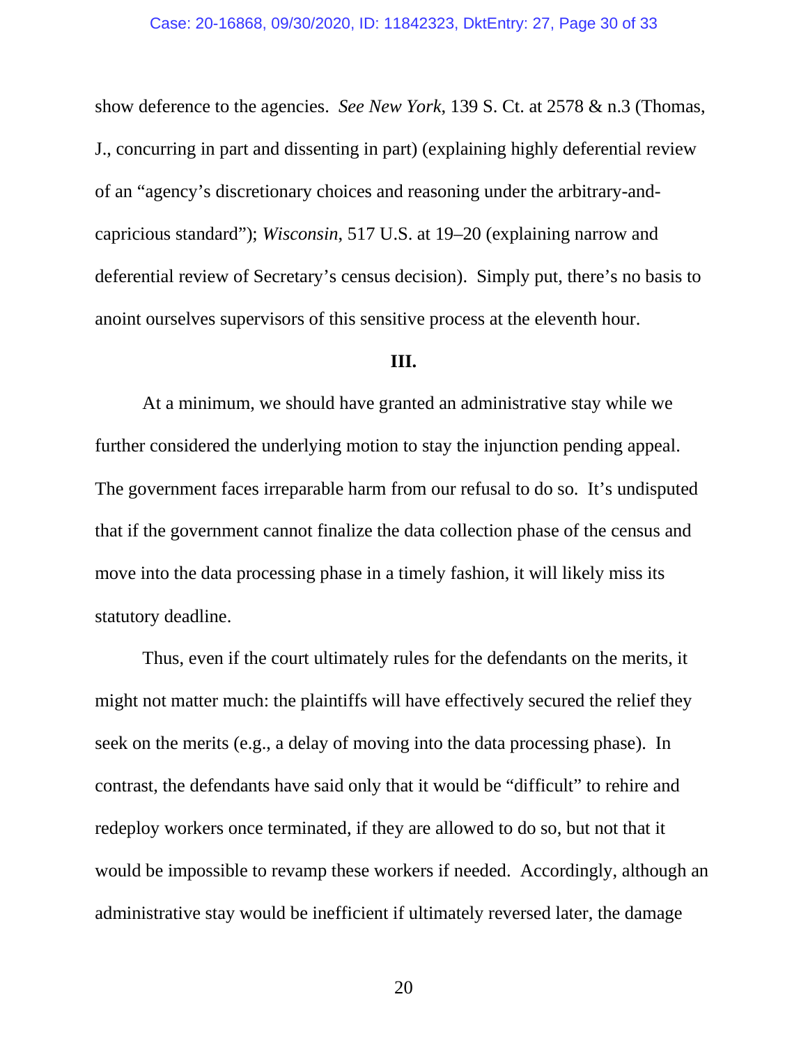show deference to the agencies. *See New York*, 139 S. Ct. at 2578 & n.3 (Thomas, J., concurring in part and dissenting in part) (explaining highly deferential review of an "agency's discretionary choices and reasoning under the arbitrary-and-capricious standard"); *Wisconsin*, 517 U.S. at 19–20 (explaining narrow and deferential review of Secretary's census decision). Simply put, there's no basis to anoint ourselves supervisors of this sensitive process at the eleventh hour.

### III.

At a minimum, we should have granted an administrative stay while we further considered the underlying motion to stay the injunction pending appeal. The government faces irreparable harm from our refusal to do so. It's undisputed that if the government cannot finalize the data collection phase of the census and move into the data processing phase in a timely fashion, it will likely miss its statutory deadline.

Thus, even if the court ultimately rules for the defendants on the merits, it might not matter much: the plaintiffs will have effectively secured the relief they seek on the merits (e.g., a delay of moving into the data processing phase). In contrast, the defendants have said only that it would be "difficult" to rehire and redeploy workers once terminated, if they are allowed to do so, but not that it would be impossible to revamp these workers if needed. Accordingly, although an administrative stay would be inefficient if ultimately reversed later, the damage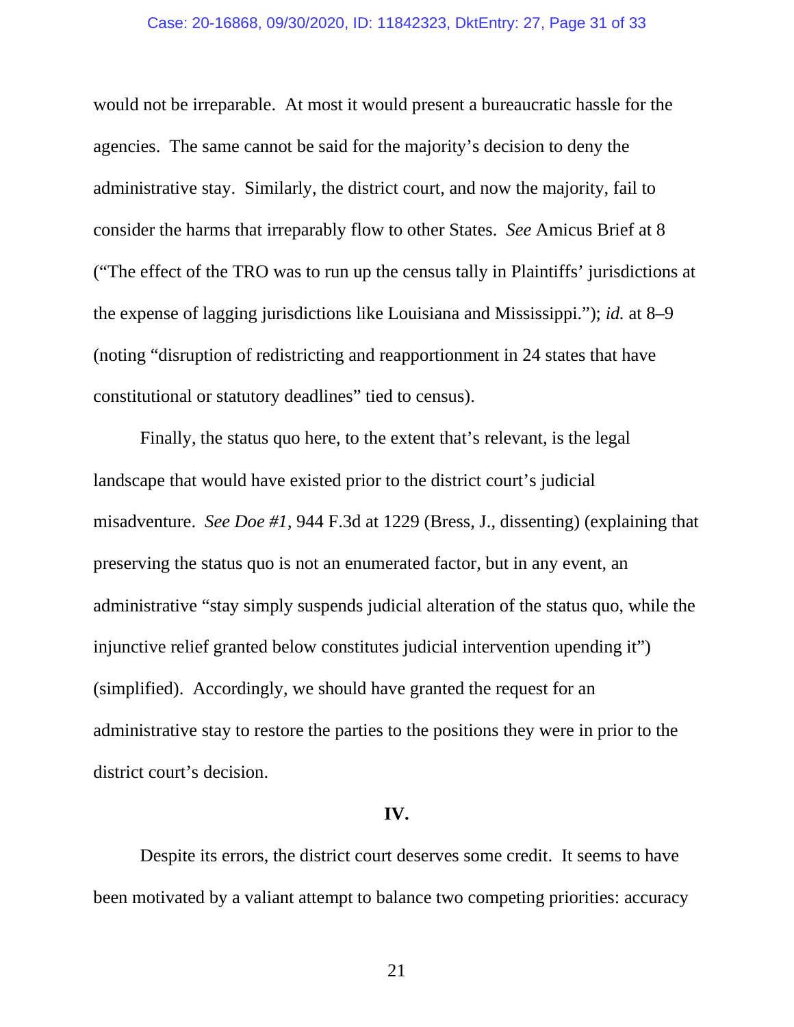would not be irreparable. At most it would present a bureaucratic hassle for the agencies. The same cannot be said for the majority's decision to deny the administrative stay. Similarly, the district court, and now the majority, fail to consider the harms that irreparably flow to other States. *See* Amicus Brief at 8 ("The effect of the TRO was to run up the census tally in Plaintiffs' jurisdictions at the expense of lagging jurisdictions like Louisiana and Mississippi."); *id.* at 8–9 (noting "disruption of redistricting and reapportionment in 24 states that have constitutional or statutory deadlines" tied to census).

Finally, the status quo here, to the extent that's relevant, is the legal landscape that would have existed prior to the district court's judicial misadventure. *See Doe #1*, 944 F.3d at 1229 (Bress, J., dissenting) (explaining that preserving the status quo is not an enumerated factor, but in any event, an administrative "stay simply suspends judicial alteration of the status quo, while the injunctive relief granted below constitutes judicial intervention upending it") (simplified). Accordingly, we should have granted the request for an administrative stay to restore the parties to the positions they were in prior to the district court's decision.

**IV.**

Despite its errors, the district court deserves some credit. It seems to have been motivated by a valiant attempt to balance two competing priorities: accuracy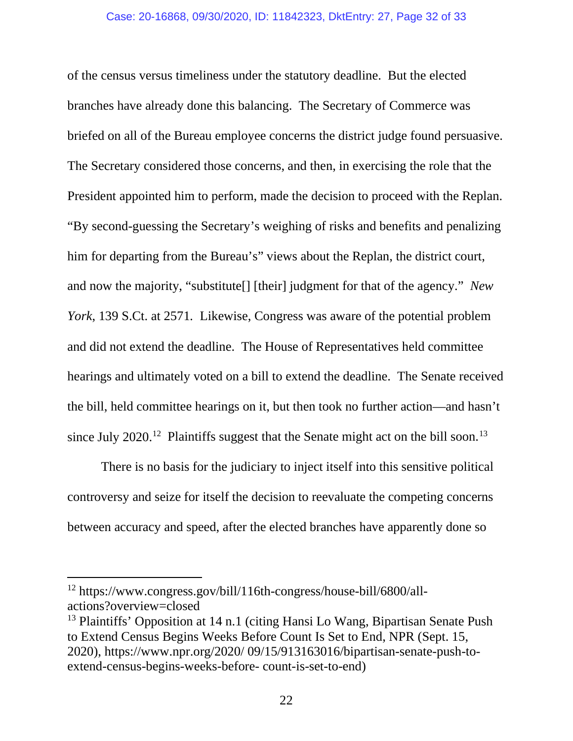of the census versus timeliness under the statutory deadline. But the elected branches have already done this balancing. The Secretary of Commerce was briefed on all of the Bureau employee concerns the district judge found persuasive. The Secretary considered those concerns, and then, in exercising the role that the President appointed him to perform, made the decision to proceed with the Replan. "By second-guessing the Secretary's weighing of risks and benefits and penalizing him for departing from the Bureau's" views about the Replan, the district court, and now the majority, "substitute[] [their] judgment for that of the agency." *New York*, 139 S.Ct. at 2571. Likewise, Congress was aware of the potential problem and did not extend the deadline. The House of Representatives held committee hearings and ultimately voted on a bill to extend the deadline. The Senate received the bill, held committee hearings on it, but then took no further action—and hasn't since July 2020.[12] Plaintiffs suggest that the Senate might act on the bill soon.[13]

There is no basis for the judiciary to inject itself into this sensitive political controversy and seize for itself the decision to reevaluate the competing concerns between accuracy and speed, after the elected branches have apparently done so

---

[12] https://www.congress.gov/bill/116th-congress/house-bill/6800/all-actions?overview=closed

[13] Plaintiffs' Opposition at 14 n.1 (citing Hansi Lo Wang, Bipartisan Senate Push to Extend Census Begins Weeks Before Count Is Set to End, NPR (Sept. 15, 2020), https://www.npr.org/2020/ 09/15/913163016/bipartisan-senate-push-to-extend-census-begins-weeks-before- count-is-set-to-end)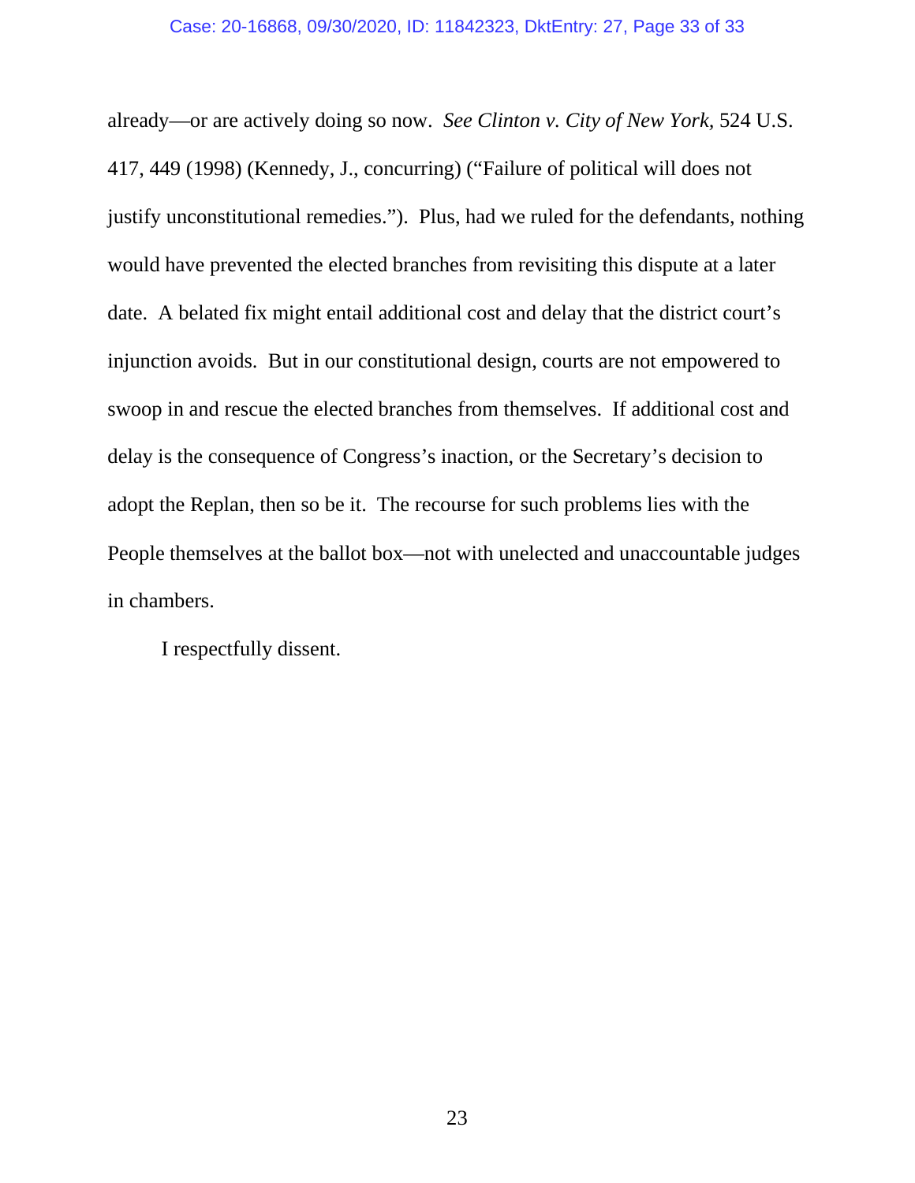already—or are actively doing so now. *See Clinton v. City of New York*, 524 U.S. 417, 449 (1998) (Kennedy, J., concurring) ("Failure of political will does not justify unconstitutional remedies."). Plus, had we ruled for the defendants, nothing would have prevented the elected branches from revisiting this dispute at a later date. A belated fix might entail additional cost and delay that the district court's injunction avoids. But in our constitutional design, courts are not empowered to swoop in and rescue the elected branches from themselves. If additional cost and delay is the consequence of Congress's inaction, or the Secretary's decision to adopt the Replan, then so be it. The recourse for such problems lies with the People themselves at the ballot box—not with unelected and unaccountable judges in chambers.

I respectfully dissent.